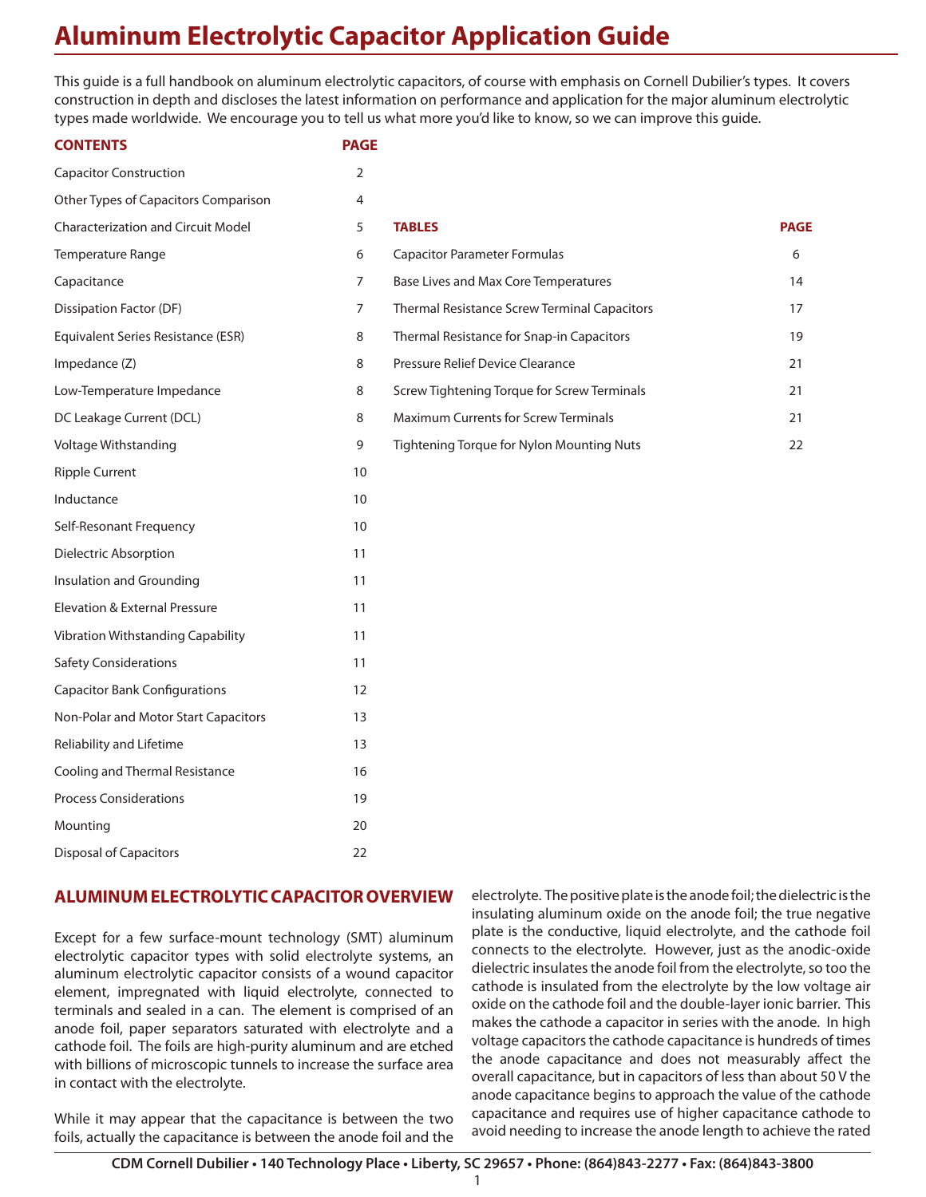# Aluminum Electrolytic Capacitor Application Guide

This guide is a full handbook on aluminum electrolytic capacitors, of course with emphasis on Cornell Dubilier's types. It covers construction in depth and discloses the latest information on performance and application for the major aluminum electrolytic types made worldwide. We encourage you to tell us what more you'd like to know, so we can improve this guide.

| CONTENTS | PAGE |
|---|---|
| Capacitor Construction | 2 |
| Other Types of Capacitors Comparison | 4 |
| Characterization and Circuit Model | 5 |
| Temperature Range | 6 |
| Capacitance | 7 |
| Dissipation Factor (DF) | 7 |
| Equivalent Series Resistance (ESR) | 8 |
| Impedance (Z) | 8 |
| Low-Temperature Impedance | 8 |
| DC Leakage Current (DCL) | 8 |
| Voltage Withstanding | 9 |
| Ripple Current | 10 |
| Inductance | 10 |
| Self-Resonant Frequency | 10 |
| Dielectric Absorption | 11 |
| Insulation and Grounding | 11 |
| Elevation & External Pressure | 11 |
| Vibration Withstanding Capability | 11 |
| Safety Considerations | 11 |
| Capacitor Bank Configurations | 12 |
| Non-Polar and Motor Start Capacitors | 13 |
| Reliability and Lifetime | 13 |
| Cooling and Thermal Resistance | 16 |
| Process Considerations | 19 |
| Mounting | 20 |
| Disposal of Capacitors | 22 |

| TABLES | PAGE |
|---|---|
| Capacitor Parameter Formulas | 6 |
| Base Lives and Max Core Temperatures | 14 |
| Thermal Resistance Screw Terminal Capacitors | 17 |
| Thermal Resistance for Snap-in Capacitors | 19 |
| Pressure Relief Device Clearance | 21 |
| Screw Tightening Torque for Screw Terminals | 21 |
| Maximum Currents for Screw Terminals | 21 |
| Tightening Torque for Nylon Mounting Nuts | 22 |

## ALUMINUM ELECTROLYTIC CAPACITOR OVERVIEW

Except for a few surface-mount technology (SMT) aluminum electrolytic capacitor types with solid electrolyte systems, an aluminum electrolytic capacitor consists of a wound capacitor element, impregnated with liquid electrolyte, connected to terminals and sealed in a can. The element is comprised of an anode foil, paper separators saturated with electrolyte and a cathode foil. The foils are high-purity aluminum and are etched with billions of microscopic tunnels to increase the surface area in contact with the electrolyte.

While it may appear that the capacitance is between the two foils, actually the capacitance is between the anode foil and the electrolyte. The positive plate is the anode foil; the dielectric is the insulating aluminum oxide on the anode foil; the true negative plate is the conductive, liquid electrolyte, and the cathode foil connects to the electrolyte. However, just as the anodic-oxide dielectric insulates the anode foil from the electrolyte, so too the cathode is insulated from the electrolyte by the low voltage air oxide on the cathode foil and the double-layer ionic barrier. This makes the cathode a capacitor in series with the anode. In high voltage capacitors the cathode capacitance is hundreds of times the anode capacitance and does not measurably affect the overall capacitance, but in capacitors of less than about 50 V the anode capacitance begins to approach the value of the cathode capacitance and requires use of higher capacitance cathode to avoid needing to increase the anode length to achieve the rated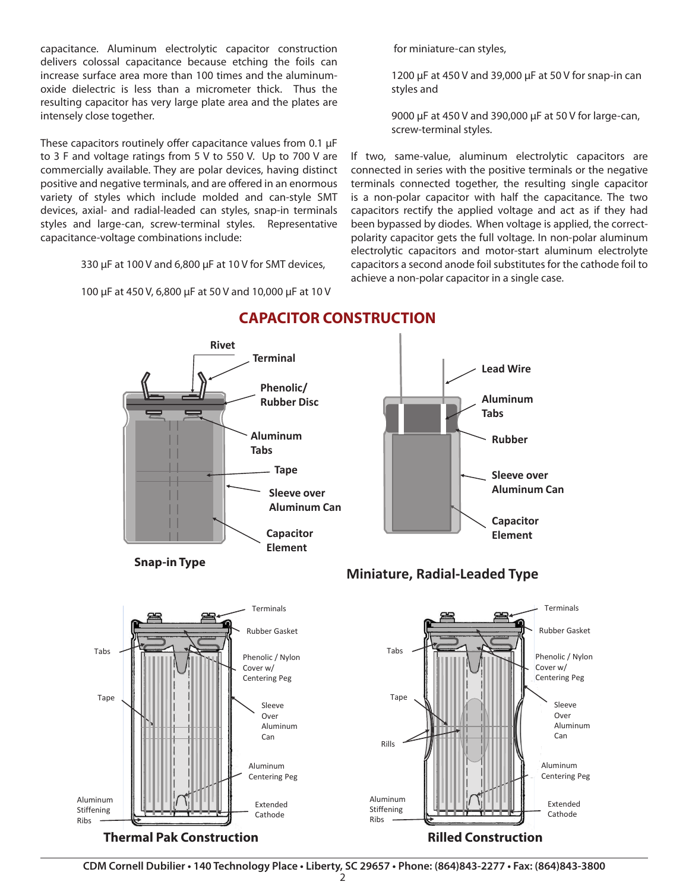capacitance. Aluminum electrolytic capacitor construction delivers colossal capacitance because etching the foils can increase surface area more than 100 times and the aluminum-oxide dielectric is less than a micrometer thick. Thus the resulting capacitor has very large plate area and the plates are intensely close together.

These capacitors routinely offer capacitance values from 0.1 µF to 3 F and voltage ratings from 5 V to 550 V. Up to 700 V are commercially available. They are polar devices, having distinct positive and negative terminals, and are offered in an enormous variety of styles which include molded and can-style SMT devices, axial- and radial-leaded can styles, snap-in terminals styles and large-can, screw-terminal styles. Representative capacitance-voltage combinations include:

330 µF at 100 V and 6,800 µF at 10 V for SMT devices,

100 µF at 450 V, 6,800 µF at 50 V and 10,000 µF at 10 V for miniature-can styles,

1200 µF at 450 V and 39,000 µF at 50 V for snap-in can styles and

9000 µF at 450 V and 390,000 µF at 50 V for large-can, screw-terminal styles.

If two, same-value, aluminum electrolytic capacitors are connected in series with the positive terminals or the negative terminals connected together, the resulting single capacitor is a non-polar capacitor with half the capacitance. The two capacitors rectify the applied voltage and act as if they had been bypassed by diodes. When voltage is applied, the correct-polarity capacitor gets the full voltage. In non-polar aluminum electrolytic capacitors and motor-start aluminum electrolyte capacitors a second anode foil substitutes for the cathode foil to achieve a non-polar capacitor in a single case.

## CAPACITOR CONSTRUCTION

Rivet, Terminal, Phenolic/ Rubber Disc, Aluminum Tabs, Tape, Sleeve over Aluminum Can, Capacitor Element

**Snap-in Type**

Lead Wire, Aluminum Tabs, Rubber, Sleeve over Aluminum Can, Capacitor Element

**Miniature, Radial-Leaded Type**

Terminals, Rubber Gasket, Tabs, Phenolic / Nylon Cover w/ Centering Peg, Tape, Sleeve Over Aluminum Can, Aluminum Centering Peg, Aluminum Stiffening Ribs, Extended Cathode

**Thermal Pak Construction**

Terminals, Rubber Gasket, Tabs, Phenolic / Nylon Cover w/ Centering Peg, Tape, Sleeve Over Aluminum Can, Rills, Aluminum Centering Peg, Aluminum Stiffening Ribs, Extended Cathode

**Rilled Construction**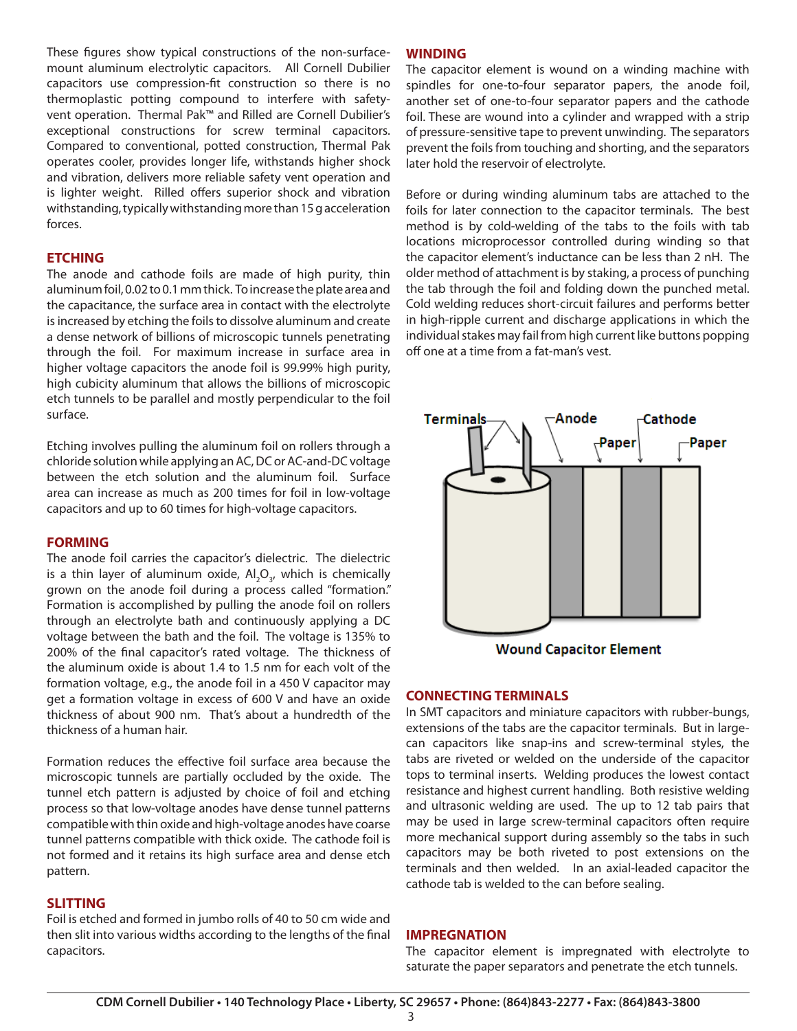These figures show typical constructions of the non-surface-mount aluminum electrolytic capacitors. All Cornell Dubilier capacitors use compression-fit construction so there is no thermoplastic potting compound to interfere with safety-vent operation. Thermal Pak™ and Rilled are Cornell Dubilier's exceptional constructions for screw terminal capacitors. Compared to conventional, potted construction, Thermal Pak operates cooler, provides longer life, withstands higher shock and vibration, delivers more reliable safety vent operation and is lighter weight. Rilled offers superior shock and vibration withstanding, typically withstanding more than 15 g acceleration forces.

## ETCHING

The anode and cathode foils are made of high purity, thin aluminum foil, 0.02 to 0.1 mm thick. To increase the plate area and the capacitance, the surface area in contact with the electrolyte is increased by etching the foils to dissolve aluminum and create a dense network of billions of microscopic tunnels penetrating through the foil. For maximum increase in surface area in higher voltage capacitors the anode foil is 99.99% high purity, high cubicity aluminum that allows the billions of microscopic etch tunnels to be parallel and mostly perpendicular to the foil surface.

Etching involves pulling the aluminum foil on rollers through a chloride solution while applying an AC, DC or AC-and-DC voltage between the etch solution and the aluminum foil. Surface area can increase as much as 200 times for foil in low-voltage capacitors and up to 60 times for high-voltage capacitors.

## FORMING

The anode foil carries the capacitor's dielectric. The dielectric is a thin layer of aluminum oxide, $Al_2O_3$, which is chemically grown on the anode foil during a process called "formation." Formation is accomplished by pulling the anode foil on rollers through an electrolyte bath and continuously applying a DC voltage between the bath and the foil. The voltage is 135% to 200% of the final capacitor's rated voltage. The thickness of the aluminum oxide is about 1.4 to 1.5 nm for each volt of the formation voltage, e.g., the anode foil in a 450 V capacitor may get a formation voltage in excess of 600 V and have an oxide thickness of about 900 nm. That's about a hundredth of the thickness of a human hair.

Formation reduces the effective foil surface area because the microscopic tunnels are partially occluded by the oxide. The tunnel etch pattern is adjusted by choice of foil and etching process so that low-voltage anodes have dense tunnel patterns compatible with thin oxide and high-voltage anodes have coarse tunnel patterns compatible with thick oxide. The cathode foil is not formed and it retains its high surface area and dense etch pattern.

## SLITTING

Foil is etched and formed in jumbo rolls of 40 to 50 cm wide and then slit into various widths according to the lengths of the final capacitors.

## WINDING

The capacitor element is wound on a winding machine with spindles for one-to-four separator papers, the anode foil, another set of one-to-four separator papers and the cathode foil. These are wound into a cylinder and wrapped with a strip of pressure-sensitive tape to prevent unwinding. The separators prevent the foils from touching and shorting, and the separators later hold the reservoir of electrolyte.

Before or during winding aluminum tabs are attached to the foils for later connection to the capacitor terminals. The best method is by cold-welding of the tabs to the foils with tab locations microprocessor controlled during winding so that the capacitor element's inductance can be less than 2 nH. The older method of attachment is by staking, a process of punching the tab through the foil and folding down the punched metal. Cold welding reduces short-circuit failures and performs better in high-ripple current and discharge applications in which the individual stakes may fail from high current like buttons popping off one at a time from a fat-man's vest.

Terminals Anode Paper Cathode Paper

Wound Capacitor Element

## CONNECTING TERMINALS

In SMT capacitors and miniature capacitors with rubber-bungs, extensions of the tabs are the capacitor terminals. But in large-can capacitors like snap-ins and screw-terminal styles, the tabs are riveted or welded on the underside of the capacitor tops to terminal inserts. Welding produces the lowest contact resistance and highest current handling. Both resistive welding and ultrasonic welding are used. The up to 12 tab pairs that may be used in large screw-terminal capacitors often require more mechanical support during assembly so the tabs in such capacitors may be both riveted to post extensions on the terminals and then welded. In an axial-leaded capacitor the cathode tab is welded to the can before sealing.

## IMPREGNATION

The capacitor element is impregnated with electrolyte to saturate the paper separators and penetrate the etch tunnels.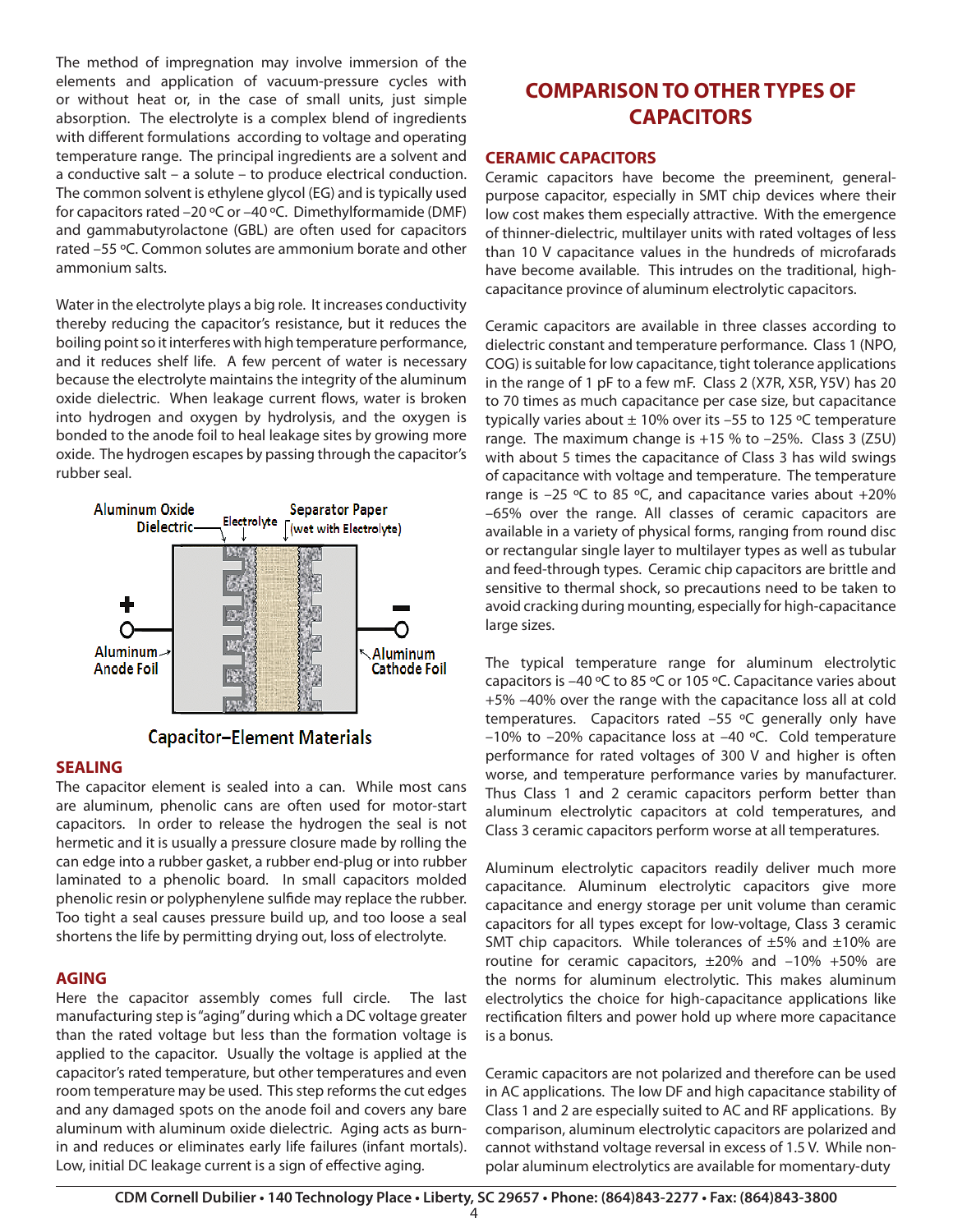The method of impregnation may involve immersion of the elements and application of vacuum-pressure cycles with or without heat or, in the case of small units, just simple absorption. The electrolyte is a complex blend of ingredients with different formulations according to voltage and operating temperature range. The principal ingredients are a solvent and a conductive salt – a solute – to produce electrical conduction. The common solvent is ethylene glycol (EG) and is typically used for capacitors rated –20 ºC or –40 ºC. Dimethylformamide (DMF) and gammabutyrolactone (GBL) are often used for capacitors rated –55 ºC. Common solutes are ammonium borate and other ammonium salts.

Water in the electrolyte plays a big role. It increases conductivity thereby reducing the capacitor's resistance, but it reduces the boiling point so it interferes with high temperature performance, and it reduces shelf life. A few percent of water is necessary because the electrolyte maintains the integrity of the aluminum oxide dielectric. When leakage current flows, water is broken into hydrogen and oxygen by hydrolysis, and the oxygen is bonded to the anode foil to heal leakage sites by growing more oxide. The hydrogen escapes by passing through the capacitor's rubber seal.

Aluminum Oxide Dielectric — Electrolyte — Separator Paper (wet with Electrolyte) — + Aluminum Anode Foil — − Aluminum Cathode Foil

Capacitor–Element Materials

## SEALING

The capacitor element is sealed into a can. While most cans are aluminum, phenolic cans are often used for motor-start capacitors. In order to release the hydrogen the seal is not hermetic and it is usually a pressure closure made by rolling the can edge into a rubber gasket, a rubber end-plug or into rubber laminated to a phenolic board. In small capacitors molded phenolic resin or polyphenylene sulfide may replace the rubber. Too tight a seal causes pressure build up, and too loose a seal shortens the life by permitting drying out, loss of electrolyte.

## AGING

Here the capacitor assembly comes full circle. The last manufacturing step is "aging" during which a DC voltage greater than the rated voltage but less than the formation voltage is applied to the capacitor. Usually the voltage is applied at the capacitor's rated temperature, but other temperatures and even room temperature may be used. This step reforms the cut edges and any damaged spots on the anode foil and covers any bare aluminum with aluminum oxide dielectric. Aging acts as burn-in and reduces or eliminates early life failures (infant mortals). Low, initial DC leakage current is a sign of effective aging.

# COMPARISON TO OTHER TYPES OF CAPACITORS

## CERAMIC CAPACITORS

Ceramic capacitors have become the preeminent, general-purpose capacitor, especially in SMT chip devices where their low cost makes them especially attractive. With the emergence of thinner-dielectric, multilayer units with rated voltages of less than 10 V capacitance values in the hundreds of microfarads have become available. This intrudes on the traditional, high-capacitance province of aluminum electrolytic capacitors.

Ceramic capacitors are available in three classes according to dielectric constant and temperature performance. Class 1 (NPO, COG) is suitable for low capacitance, tight tolerance applications in the range of 1 pF to a few mF. Class 2 (X7R, X5R, Y5V) has 20 to 70 times as much capacitance per case size, but capacitance typically varies about ± 10% over its –55 to 125 ºC temperature range. The maximum change is +15 % to –25%. Class 3 (Z5U) with about 5 times the capacitance of Class 3 has wild swings of capacitance with voltage and temperature. The temperature range is –25 ºC to 85 ºC, and capacitance varies about +20% –65% over the range. All classes of ceramic capacitors are available in a variety of physical forms, ranging from round disc or rectangular single layer to multilayer types as well as tubular and feed-through types. Ceramic chip capacitors are brittle and sensitive to thermal shock, so precautions need to be taken to avoid cracking during mounting, especially for high-capacitance large sizes.

The typical temperature range for aluminum electrolytic capacitors is –40 ºC to 85 ºC or 105 ºC. Capacitance varies about +5% –40% over the range with the capacitance loss all at cold temperatures. Capacitors rated –55 ºC generally only have –10% to –20% capacitance loss at –40 ºC. Cold temperature performance for rated voltages of 300 V and higher is often worse, and temperature performance varies by manufacturer. Thus Class 1 and 2 ceramic capacitors perform better than aluminum electrolytic capacitors at cold temperatures, and Class 3 ceramic capacitors perform worse at all temperatures.

Aluminum electrolytic capacitors readily deliver much more capacitance. Aluminum electrolytic capacitors give more capacitance and energy storage per unit volume than ceramic capacitors for all types except for low-voltage, Class 3 ceramic SMT chip capacitors. While tolerances of ±5% and ±10% are routine for ceramic capacitors, ±20% and –10% +50% are the norms for aluminum electrolytic. This makes aluminum electrolytics the choice for high-capacitance applications like rectification filters and power hold up where more capacitance is a bonus.

Ceramic capacitors are not polarized and therefore can be used in AC applications. The low DF and high capacitance stability of Class 1 and 2 are especially suited to AC and RF applications. By comparison, aluminum electrolytic capacitors are polarized and cannot withstand voltage reversal in excess of 1.5 V. While non-polar aluminum electrolytics are available for momentary-duty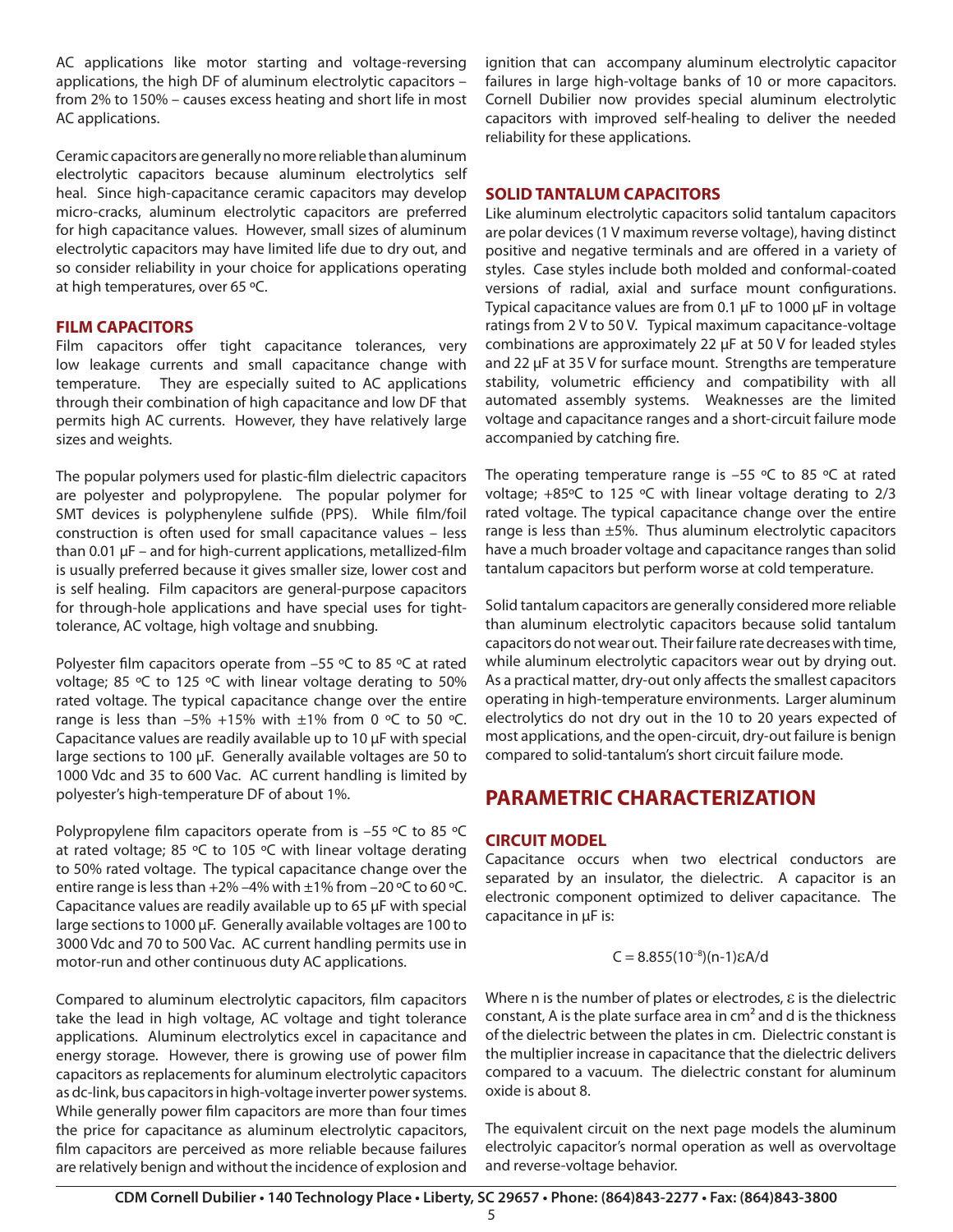AC applications like motor starting and voltage-reversing applications, the high DF of aluminum electrolytic capacitors – from 2% to 150% – causes excess heating and short life in most AC applications.

Ceramic capacitors are generally no more reliable than aluminum electrolytic capacitors because aluminum electrolytics self heal. Since high-capacitance ceramic capacitors may develop micro-cracks, aluminum electrolytic capacitors are preferred for high capacitance values. However, small sizes of aluminum electrolytic capacitors may have limited life due to dry out, and so consider reliability in your choice for applications operating at high temperatures, over 65 ºC.

### FILM CAPACITORS

Film capacitors offer tight capacitance tolerances, very low leakage currents and small capacitance change with temperature. They are especially suited to AC applications through their combination of high capacitance and low DF that permits high AC currents. However, they have relatively large sizes and weights.

The popular polymers used for plastic-film dielectric capacitors are polyester and polypropylene. The popular polymer for SMT devices is polyphenylene sulfide (PPS). While film/foil construction is often used for small capacitance values – less than 0.01 µF – and for high-current applications, metallized-film is usually preferred because it gives smaller size, lower cost and is self healing. Film capacitors are general-purpose capacitors for through-hole applications and have special uses for tight-tolerance, AC voltage, high voltage and snubbing.

Polyester film capacitors operate from –55 ºC to 85 ºC at rated voltage; 85 ºC to 125 ºC with linear voltage derating to 50% rated voltage. The typical capacitance change over the entire range is less than –5% +15% with ±1% from 0 ºC to 50 ºC. Capacitance values are readily available up to 10 µF with special large sections to 100 µF. Generally available voltages are 50 to 1000 Vdc and 35 to 600 Vac. AC current handling is limited by polyester's high-temperature DF of about 1%.

Polypropylene film capacitors operate from is –55 ºC to 85 ºC at rated voltage; 85 ºC to 105 ºC with linear voltage derating to 50% rated voltage. The typical capacitance change over the entire range is less than +2% –4% with ±1% from –20 ºC to 60 ºC. Capacitance values are readily available up to 65 µF with special large sections to 1000 µF. Generally available voltages are 100 to 3000 Vdc and 70 to 500 Vac. AC current handling permits use in motor-run and other continuous duty AC applications.

Compared to aluminum electrolytic capacitors, film capacitors take the lead in high voltage, AC voltage and tight tolerance applications. Aluminum electrolytics excel in capacitance and energy storage. However, there is growing use of power film capacitors as replacements for aluminum electrolytic capacitors as dc-link, bus capacitors in high-voltage inverter power systems. While generally power film capacitors are more than four times the price for capacitance as aluminum electrolytic capacitors, film capacitors are perceived as more reliable because failures are relatively benign and without the incidence of explosion and ignition that can accompany aluminum electrolytic capacitor failures in large high-voltage banks of 10 or more capacitors. Cornell Dubilier now provides special aluminum electrolytic capacitors with improved self-healing to deliver the needed reliability for these applications.

### SOLID TANTALUM CAPACITORS

Like aluminum electrolytic capacitors solid tantalum capacitors are polar devices (1 V maximum reverse voltage), having distinct positive and negative terminals and are offered in a variety of styles. Case styles include both molded and conformal-coated versions of radial, axial and surface mount configurations. Typical capacitance values are from 0.1 µF to 1000 µF in voltage ratings from 2 V to 50 V. Typical maximum capacitance-voltage combinations are approximately 22 µF at 50 V for leaded styles and 22 µF at 35 V for surface mount. Strengths are temperature stability, volumetric efficiency and compatibility with all automated assembly systems. Weaknesses are the limited voltage and capacitance ranges and a short-circuit failure mode accompanied by catching fire.

The operating temperature range is –55 ºC to 85 ºC at rated voltage; +85ºC to 125 ºC with linear voltage derating to 2/3 rated voltage. The typical capacitance change over the entire range is less than ±5%. Thus aluminum electrolytic capacitors have a much broader voltage and capacitance ranges than solid tantalum capacitors but perform worse at cold temperature.

Solid tantalum capacitors are generally considered more reliable than aluminum electrolytic capacitors because solid tantalum capacitors do not wear out. Their failure rate decreases with time, while aluminum electrolytic capacitors wear out by drying out. As a practical matter, dry-out only affects the smallest capacitors operating in high-temperature environments. Larger aluminum electrolytics do not dry out in the 10 to 20 years expected of most applications, and the open-circuit, dry-out failure is benign compared to solid-tantalum's short circuit failure mode.

## PARAMETRIC CHARACTERIZATION

### CIRCUIT MODEL

Capacitance occurs when two electrical conductors are separated by an insulator, the dielectric. A capacitor is an electronic component optimized to deliver capacitance. The capacitance in µF is:

$$C = 8.855(10^{-8})(n-1)\varepsilon A/d$$

Where n is the number of plates or electrodes, $\varepsilon$ is the dielectric constant, A is the plate surface area in $cm^2$ and d is the thickness of the dielectric between the plates in cm. Dielectric constant is the multiplier increase in capacitance that the dielectric delivers compared to a vacuum. The dielectric constant for aluminum oxide is about 8.

The equivalent circuit on the next page models the aluminum electrolyic capacitor's normal operation as well as overvoltage and reverse-voltage behavior.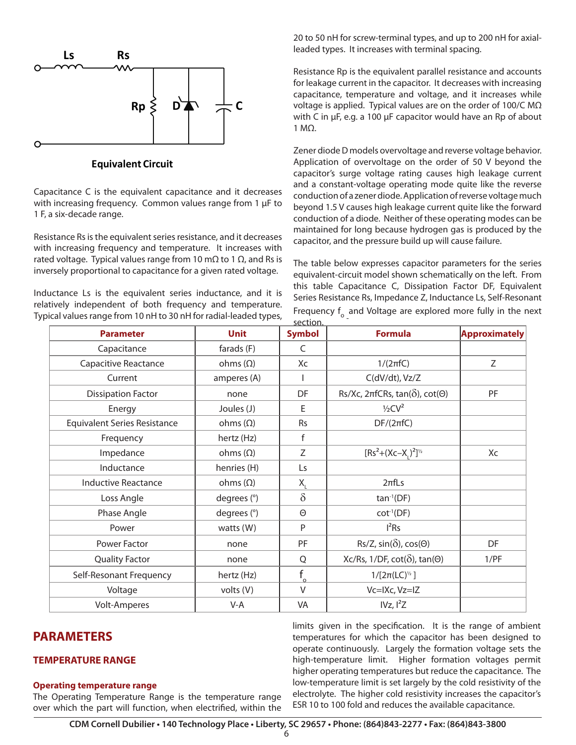Ls Rs

Rp D C

**Equivalent Circuit**

Capacitance C is the equivalent capacitance and it decreases with increasing frequency. Common values range from 1 µF to 1 F, a six-decade range.

Resistance Rs is the equivalent series resistance, and it decreases with increasing frequency and temperature. It increases with rated voltage. Typical values range from 10 mΩ to 1 Ω, and Rs is inversely proportional to capacitance for a given rated voltage.

Inductance Ls is the equivalent series inductance, and it is relatively independent of both frequency and temperature. Typical values range from 10 nH to 30 nH for radial-leaded types, 20 to 50 nH for screw-terminal types, and up to 200 nH for axial-leaded types. It increases with terminal spacing.

Resistance Rp is the equivalent parallel resistance and accounts for leakage current in the capacitor. It decreases with increasing capacitance, temperature and voltage, and it increases while voltage is applied. Typical values are on the order of 100/C MΩ with C in µF, e.g. a 100 µF capacitor would have an Rp of about 1 MΩ.

Zener diode D models overvoltage and reverse voltage behavior. Application of overvoltage on the order of 50 V beyond the capacitor's surge voltage rating causes high leakage current and a constant-voltage operating mode quite like the reverse conduction of a zener diode. Application of reverse voltage much beyond 1.5 V causes high leakage current quite like the forward conduction of a diode. Neither of these operating modes can be maintained for long because hydrogen gas is produced by the capacitor, and the pressure build up will cause failure.

The table below expresses capacitor parameters for the series equivalent-circuit model shown schematically on the left. From this table Capacitance C, Dissipation Factor DF, Equivalent Series Resistance Rs, Impedance Z, Inductance Ls, Self-Resonant Frequency $f_o$ and Voltage are explored more fully in the next section.

| Parameter | Unit | Symbol | Formula | Approximately |
|---|---|---|---|---|
| Capacitance | farads (F) | C | | |
| Capacitive Reactance | ohms (Ω) | Xc | $1/(2\pi fC)$ | Z |
| Current | amperes (A) | I | C(dV/dt), Vz/Z | |
| Dissipation Factor | none | DF | Rs/Xc, $2\pi fCRs$, $\tan(\delta)$, $\cot(\Theta)$ | PF |
| Energy | Joules (J) | E | $\frac{1}{2}CV^2$ | |
| Equivalent Series Resistance | ohms (Ω) | Rs | $DF/(2\pi fC)$ | |
| Frequency | hertz (Hz) | f | | |
| Impedance | ohms (Ω) | Z | $[Rs^2+(Xc-X_L)^2]^{1/2}$ | Xc |
| Inductance | henries (H) | Ls | | |
| Inductive Reactance | ohms (Ω) | $X_L$ | $2\pi fLs$ | |
| Loss Angle | degrees (°) | $\delta$ | $\tan^{-1}(DF)$ | |
| Phase Angle | degrees (°) | $\Theta$ | $\cot^{-1}(DF)$ | |
| Power | watts (W) | P | $I^2Rs$ | |
| Power Factor | none | PF | Rs/Z, $\sin(\delta)$, $\cos(\Theta)$ | DF |
| Quality Factor | none | Q | Xc/Rs, 1/DF, $\cot(\delta)$, $\tan(\Theta)$ | 1/PF |
| Self-Resonant Frequency | hertz (Hz) | $f_o$ | $1/[2\pi(LC)^{1/2}]$ | |
| Voltage | volts (V) | V | Vc=IXc, Vz=IZ | |
| Volt-Amperes | V-A | VA | IVz, $I^2Z$ | |

## PARAMETERS

### TEMPERATURE RANGE

#### Operating temperature range

The Operating Temperature Range is the temperature range over which the part will function, when electrified, within the limits given in the specification. It is the range of ambient temperatures for which the capacitor has been designed to operate continuously. Largely the formation voltage sets the high-temperature limit. Higher formation voltages permit higher operating temperatures but reduce the capacitance. The low-temperature limit is set largely by the cold resistivity of the electrolyte. The higher cold resistivity increases the capacitor's ESR 10 to 100 fold and reduces the available capacitance.

CDM Cornell Dubilier • 140 Technology Place • Liberty, SC 29657 • Phone: (864)843-2277 • Fax: (864)843-3800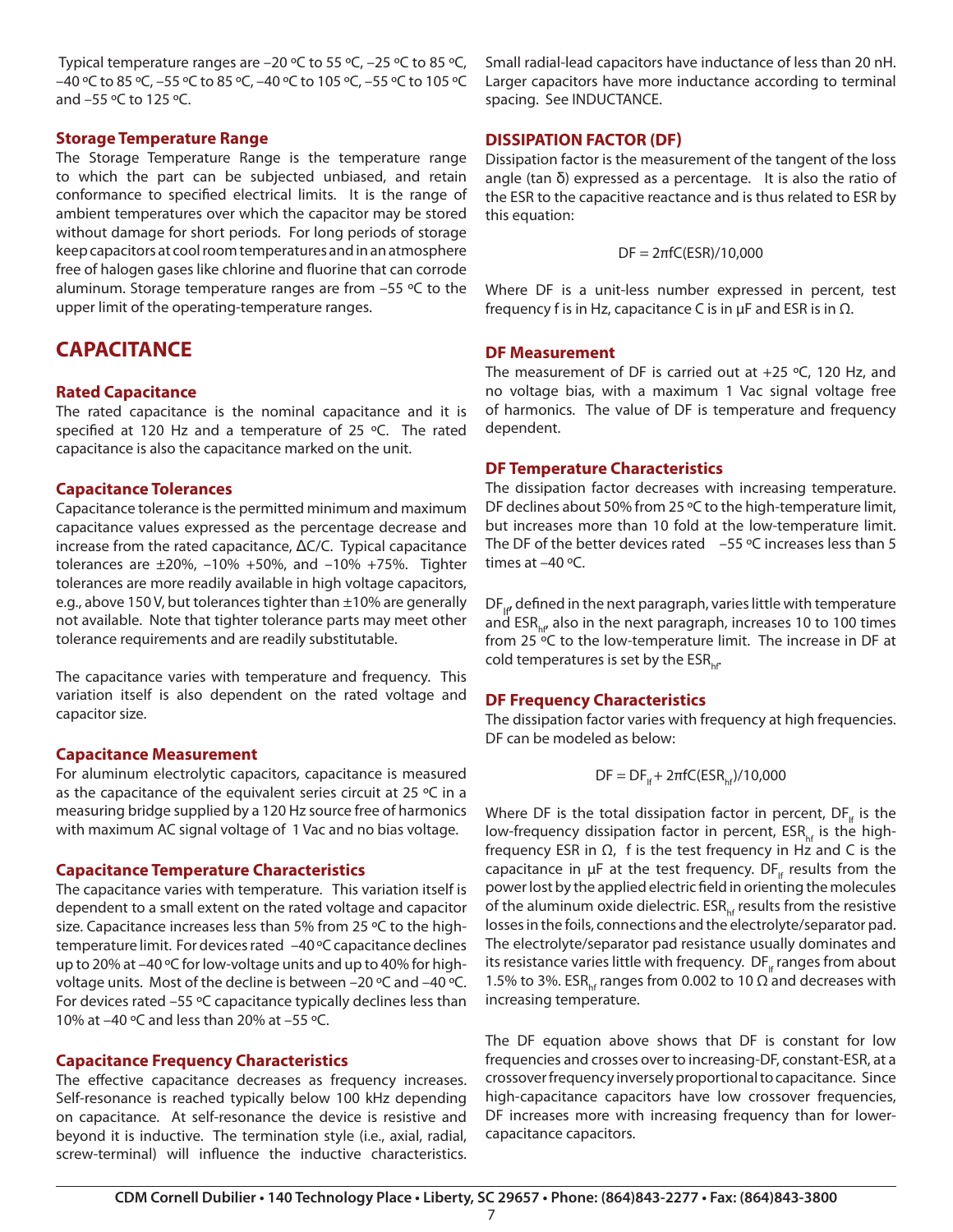Typical temperature ranges are −20 ºC to 55 ºC, −25 ºC to 85 ºC, −40 ºC to 85 ºC, −55 ºC to 85 ºC, −40 ºC to 105 ºC, −55 ºC to 105 ºC and −55 ºC to 125 ºC.

### Storage Temperature Range

The Storage Temperature Range is the temperature range to which the part can be subjected unbiased, and retain conformance to specified electrical limits. It is the range of ambient temperatures over which the capacitor may be stored without damage for short periods. For long periods of storage keep capacitors at cool room temperatures and in an atmosphere free of halogen gases like chlorine and fluorine that can corrode aluminum. Storage temperature ranges are from −55 ºC to the upper limit of the operating-temperature ranges.

## CAPACITANCE

### Rated Capacitance

The rated capacitance is the nominal capacitance and it is specified at 120 Hz and a temperature of 25 ºC. The rated capacitance is also the capacitance marked on the unit.

### Capacitance Tolerances

Capacitance tolerance is the permitted minimum and maximum capacitance values expressed as the percentage decrease and increase from the rated capacitance, $\Delta C/C$. Typical capacitance tolerances are ±20%, −10% +50%, and −10% +75%. Tighter tolerances are more readily available in high voltage capacitors, e.g., above 150 V, but tolerances tighter than ±10% are generally not available. Note that tighter tolerance parts may meet other tolerance requirements and are readily substitutable.

The capacitance varies with temperature and frequency. This variation itself is also dependent on the rated voltage and capacitor size.

### Capacitance Measurement

For aluminum electrolytic capacitors, capacitance is measured as the capacitance of the equivalent series circuit at 25 ºC in a measuring bridge supplied by a 120 Hz source free of harmonics with maximum AC signal voltage of 1 Vac and no bias voltage.

### Capacitance Temperature Characteristics

The capacitance varies with temperature. This variation itself is dependent to a small extent on the rated voltage and capacitor size. Capacitance increases less than 5% from 25 ºC to the high-temperature limit. For devices rated −40 ºC capacitance declines up to 20% at −40 ºC for low-voltage units and up to 40% for high-voltage units. Most of the decline is between −20 ºC and −40 ºC. For devices rated −55 ºC capacitance typically declines less than 10% at −40 ºC and less than 20% at −55 ºC.

### Capacitance Frequency Characteristics

The effective capacitance decreases as frequency increases. Self-resonance is reached typically below 100 kHz depending on capacitance. At self-resonance the device is resistive and beyond it is inductive. The termination style (i.e., axial, radial, screw-terminal) will influence the inductive characteristics. Small radial-lead capacitors have inductance of less than 20 nH. Larger capacitors have more inductance according to terminal spacing. See INDUCTANCE.

## DISSIPATION FACTOR (DF)

Dissipation factor is the measurement of the tangent of the loss angle ($\tan \delta$) expressed as a percentage. It is also the ratio of the ESR to the capacitive reactance and is thus related to ESR by this equation:

$$DF = 2\pi fC(ESR)/10{,}000$$

Where DF is a unit-less number expressed in percent, test frequency f is in Hz, capacitance C is in µF and ESR is in Ω.

### DF Measurement

The measurement of DF is carried out at +25 ºC, 120 Hz, and no voltage bias, with a maximum 1 Vac signal voltage free of harmonics. The value of DF is temperature and frequency dependent.

### DF Temperature Characteristics

The dissipation factor decreases with increasing temperature. DF declines about 50% from 25 ºC to the high-temperature limit, but increases more than 10 fold at the low-temperature limit. The DF of the better devices rated −55 ºC increases less than 5 times at −40 ºC.

$DF_{lf}$, defined in the next paragraph, varies little with temperature and $ESR_{hf}$, also in the next paragraph, increases 10 to 100 times from 25 ºC to the low-temperature limit. The increase in DF at cold temperatures is set by the $ESR_{hf}$.

### DF Frequency Characteristics

The dissipation factor varies with frequency at high frequencies. DF can be modeled as below:

$$DF = DF_{lf} + 2\pi fC(ESR_{hf})/10{,}000$$

Where DF is the total dissipation factor in percent, $DF_{lf}$ is the low-frequency dissipation factor in percent, $ESR_{hf}$ is the high-frequency ESR in Ω, f is the test frequency in Hz and C is the capacitance in µF at the test frequency. $DF_{lf}$ results from the power lost by the applied electric field in orienting the molecules of the aluminum oxide dielectric. $ESR_{hf}$ results from the resistive losses in the foils, connections and the electrolyte/separator pad. The electrolyte/separator pad resistance usually dominates and its resistance varies little with frequency. $DF_{lf}$ ranges from about 1.5% to 3%. $ESR_{hf}$ ranges from 0.002 to 10 Ω and decreases with increasing temperature.

The DF equation above shows that DF is constant for low frequencies and crosses over to increasing-DF, constant-ESR, at a crossover frequency inversely proportional to capacitance. Since high-capacitance capacitors have low crossover frequencies, DF increases more with increasing frequency than for lower-capacitance capacitors.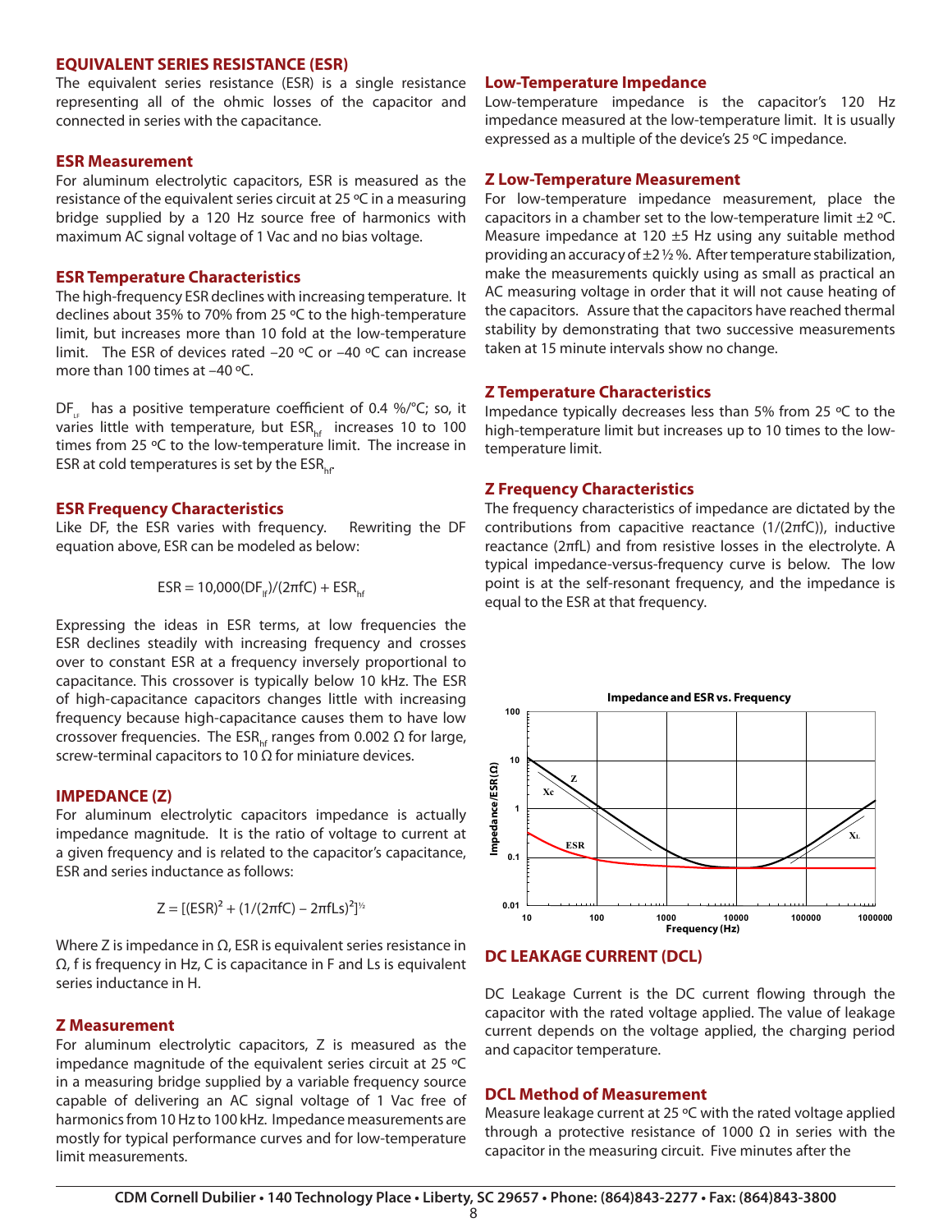## EQUIVALENT SERIES RESISTANCE (ESR)

The equivalent series resistance (ESR) is a single resistance representing all of the ohmic losses of the capacitor and connected in series with the capacitance.

### ESR Measurement

For aluminum electrolytic capacitors, ESR is measured as the resistance of the equivalent series circuit at 25 ºC in a measuring bridge supplied by a 120 Hz source free of harmonics with maximum AC signal voltage of 1 Vac and no bias voltage.

### ESR Temperature Characteristics

The high-frequency ESR declines with increasing temperature. It declines about 35% to 70% from 25 ºC to the high-temperature limit, but increases more than 10 fold at the low-temperature limit. The ESR of devices rated –20 ºC or –40 ºC can increase more than 100 times at –40 ºC.

$DF_{LF}$ has a positive temperature coefficient of 0.4 %/°C; so, it varies little with temperature, but $ESR_{hf}$ increases 10 to 100 times from 25 ºC to the low-temperature limit. The increase in ESR at cold temperatures is set by the $ESR_{hf}$.

### ESR Frequency Characteristics

Like DF, the ESR varies with frequency. Rewriting the DF equation above, ESR can be modeled as below:

$$ESR = 10{,}000(DF_{lf})/(2\pi fC) + ESR_{hf}$$

Expressing the ideas in ESR terms, at low frequencies the ESR declines steadily with increasing frequency and crosses over to constant ESR at a frequency inversely proportional to capacitance. This crossover is typically below 10 kHz. The ESR of high-capacitance capacitors changes little with increasing frequency because high-capacitance causes them to have low crossover frequencies. The $ESR_{hf}$ ranges from 0.002 Ω for large, screw-terminal capacitors to 10 Ω for miniature devices.

## IMPEDANCE (Z)

For aluminum electrolytic capacitors impedance is actually impedance magnitude. It is the ratio of voltage to current at a given frequency and is related to the capacitor's capacitance, ESR and series inductance as follows:

$$Z = [(ESR)^2 + (1/(2\pi fC) - 2\pi fLs)^2]^{1/2}$$

Where Z is impedance in Ω, ESR is equivalent series resistance in Ω, f is frequency in Hz, C is capacitance in F and Ls is equivalent series inductance in H.

### Z Measurement

For aluminum electrolytic capacitors, Z is measured as the impedance magnitude of the equivalent series circuit at 25 ºC in a measuring bridge supplied by a variable frequency source capable of delivering an AC signal voltage of 1 Vac free of harmonics from 10 Hz to 100 kHz. Impedance measurements are mostly for typical performance curves and for low-temperature limit measurements.

### Low-Temperature Impedance

Low-temperature impedance is the capacitor's 120 Hz impedance measured at the low-temperature limit. It is usually expressed as a multiple of the device's 25 ºC impedance.

### Z Low-Temperature Measurement

For low-temperature impedance measurement, place the capacitors in a chamber set to the low-temperature limit ±2 ºC. Measure impedance at 120 ±5 Hz using any suitable method providing an accuracy of ±2 ½ %. After temperature stabilization, make the measurements quickly using as small as practical an AC measuring voltage in order that it will not cause heating of the capacitors. Assure that the capacitors have reached thermal stability by demonstrating that two successive measurements taken at 15 minute intervals show no change.

### Z Temperature Characteristics

Impedance typically decreases less than 5% from 25 ºC to the high-temperature limit but increases up to 10 times to the low-temperature limit.

### Z Frequency Characteristics

The frequency characteristics of impedance are dictated by the contributions from capacitive reactance ($1/(2\pi fC)$), inductive reactance ($2\pi fL$) and from resistive losses in the electrolyte. A typical impedance-versus-frequency curve is below. The low point is at the self-resonant frequency, and the impedance is equal to the ESR at that frequency.

## DC LEAKAGE CURRENT (DCL)

DC Leakage Current is the DC current flowing through the capacitor with the rated voltage applied. The value of leakage current depends on the voltage applied, the charging period and capacitor temperature.

### DCL Method of Measurement

Measure leakage current at 25 ºC with the rated voltage applied through a protective resistance of 1000 Ω in series with the capacitor in the measuring circuit. Five minutes after the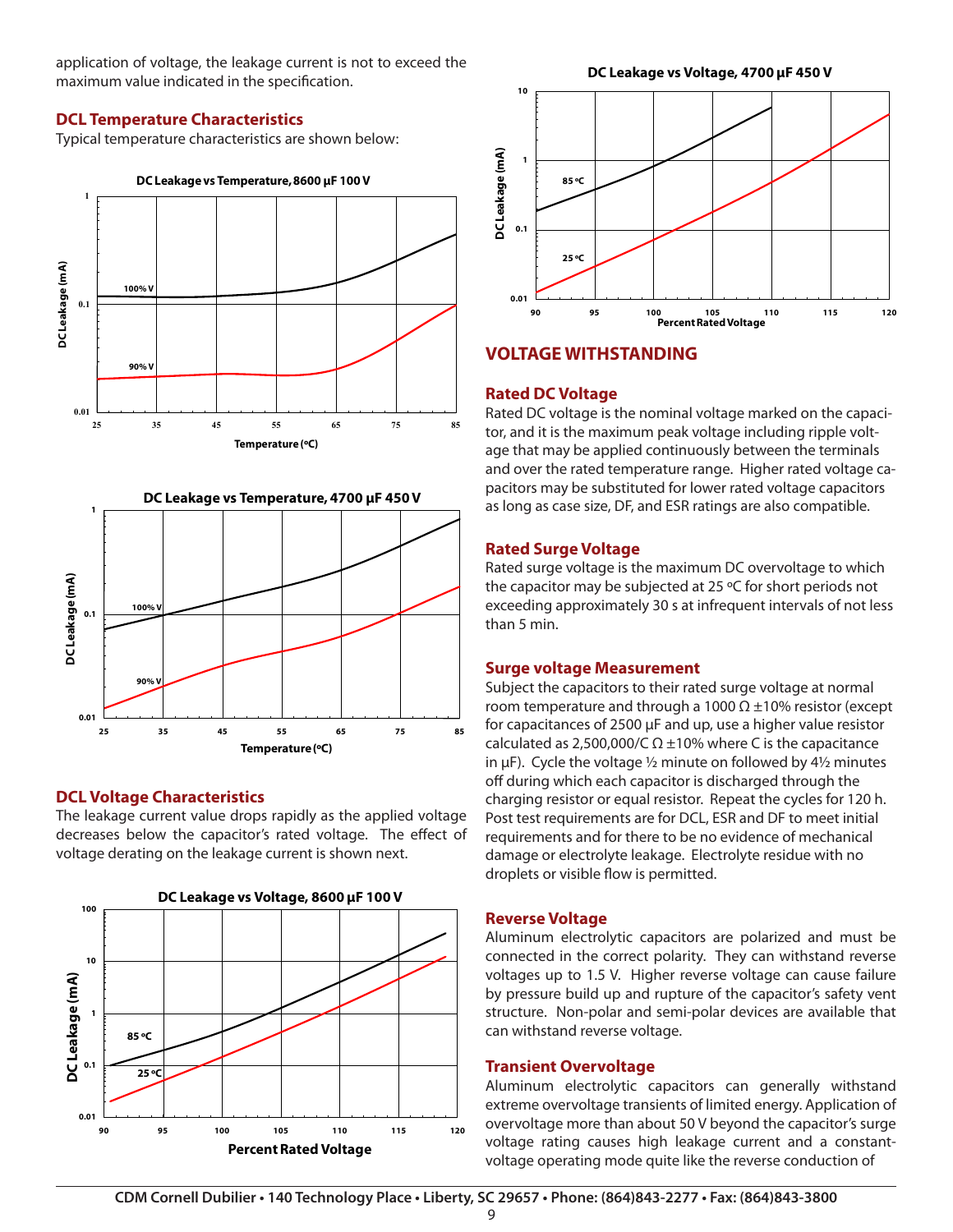application of voltage, the leakage current is not to exceed the maximum value indicated in the specification.

### DCL Temperature Characteristics

Typical temperature characteristics are shown below:

**DC Leakage vs Temperature, 8600 µF 100 V**

**DC Leakage vs Temperature, 4700 µF 450 V**

### DCL Voltage Characteristics

The leakage current value drops rapidly as the applied voltage decreases below the capacitor's rated voltage. The effect of voltage derating on the leakage current is shown next.

**DC Leakage vs Voltage, 8600 µF 100 V**

**DC Leakage vs Voltage, 4700 µF 450 V**

## VOLTAGE WITHSTANDING

### Rated DC Voltage

Rated DC voltage is the nominal voltage marked on the capacitor, and it is the maximum peak voltage including ripple voltage that may be applied continuously between the terminals and over the rated temperature range. Higher rated voltage capacitors may be substituted for lower rated voltage capacitors as long as case size, DF, and ESR ratings are also compatible.

### Rated Surge Voltage

Rated surge voltage is the maximum DC overvoltage to which the capacitor may be subjected at 25 ºC for short periods not exceeding approximately 30 s at infrequent intervals of not less than 5 min.

### Surge voltage Measurement

Subject the capacitors to their rated surge voltage at normal room temperature and through a 1000 Ω ±10% resistor (except for capacitances of 2500 µF and up, use a higher value resistor calculated as 2,500,000/C Ω ±10% where C is the capacitance in µF). Cycle the voltage ½ minute on followed by 4½ minutes off during which each capacitor is discharged through the charging resistor or equal resistor. Repeat the cycles for 120 h. Post test requirements are for DCL, ESR and DF to meet initial requirements and for there to be no evidence of mechanical damage or electrolyte leakage. Electrolyte residue with no droplets or visible flow is permitted.

### Reverse Voltage

Aluminum electrolytic capacitors are polarized and must be connected in the correct polarity. They can withstand reverse voltages up to 1.5 V. Higher reverse voltage can cause failure by pressure build up and rupture of the capacitor's safety vent structure. Non-polar and semi-polar devices are available that can withstand reverse voltage.

### Transient Overvoltage

Aluminum electrolytic capacitors can generally withstand extreme overvoltage transients of limited energy. Application of overvoltage more than about 50 V beyond the capacitor's surge voltage rating causes high leakage current and a constant-voltage operating mode quite like the reverse conduction of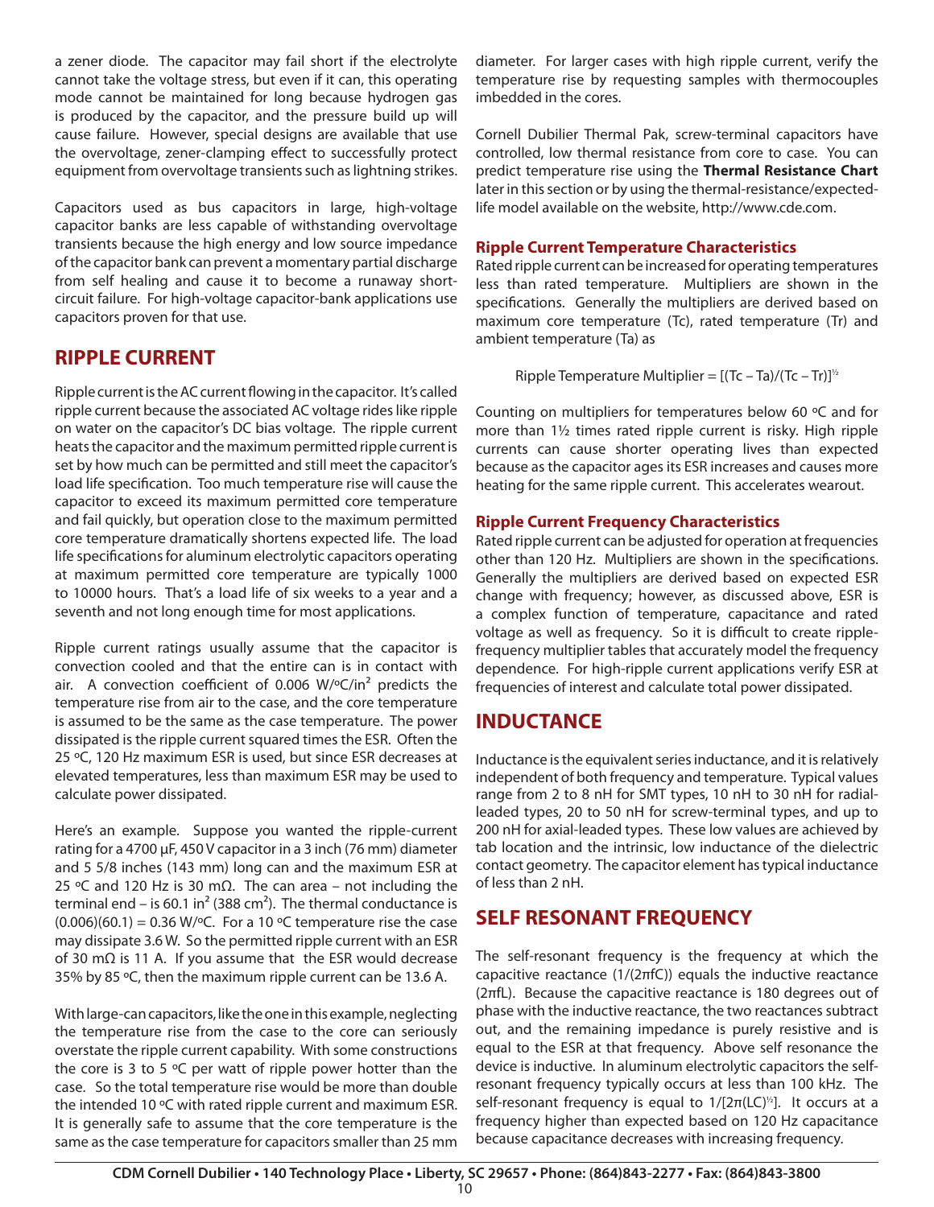a zener diode. The capacitor may fail short if the electrolyte cannot take the voltage stress, but even if it can, this operating mode cannot be maintained for long because hydrogen gas is produced by the capacitor, and the pressure build up will cause failure. However, special designs are available that use the overvoltage, zener-clamping effect to successfully protect equipment from overvoltage transients such as lightning strikes.

Capacitors used as bus capacitors in large, high-voltage capacitor banks are less capable of withstanding overvoltage transients because the high energy and low source impedance of the capacitor bank can prevent a momentary partial discharge from self healing and cause it to become a runaway short-circuit failure. For high-voltage capacitor-bank applications use capacitors proven for that use.

## RIPPLE CURRENT

Ripple current is the AC current flowing in the capacitor. It's called ripple current because the associated AC voltage rides like ripple on water on the capacitor's DC bias voltage. The ripple current heats the capacitor and the maximum permitted ripple current is set by how much can be permitted and still meet the capacitor's load life specification. Too much temperature rise will cause the capacitor to exceed its maximum permitted core temperature and fail quickly, but operation close to the maximum permitted core temperature dramatically shortens expected life. The load life specifications for aluminum electrolytic capacitors operating at maximum permitted core temperature are typically 1000 to 10000 hours. That's a load life of six weeks to a year and a seventh and not long enough time for most applications.

Ripple current ratings usually assume that the capacitor is convection cooled and that the entire can is in contact with air. A convection coefficient of 0.006 W/ºC/in² predicts the temperature rise from air to the case, and the core temperature is assumed to be the same as the case temperature. The power dissipated is the ripple current squared times the ESR. Often the 25 ºC, 120 Hz maximum ESR is used, but since ESR decreases at elevated temperatures, less than maximum ESR may be used to calculate power dissipated.

Here's an example. Suppose you wanted the ripple-current rating for a 4700 µF, 450 V capacitor in a 3 inch (76 mm) diameter and 5 5/8 inches (143 mm) long can and the maximum ESR at 25 ºC and 120 Hz is 30 mΩ. The can area – not including the terminal end – is 60.1 in² (388 cm²). The thermal conductance is (0.006)(60.1) = 0.36 W/ºC. For a 10 ºC temperature rise the case may dissipate 3.6 W. So the permitted ripple current with an ESR of 30 mΩ is 11 A. If you assume that the ESR would decrease 35% by 85 ºC, then the maximum ripple current can be 13.6 A.

With large-can capacitors, like the one in this example, neglecting the temperature rise from the case to the core can seriously overstate the ripple current capability. With some constructions the core is 3 to 5 ºC per watt of ripple power hotter than the case. So the total temperature rise would be more than double the intended 10 ºC with rated ripple current and maximum ESR. It is generally safe to assume that the core temperature is the same as the case temperature for capacitors smaller than 25 mm diameter. For larger cases with high ripple current, verify the temperature rise by requesting samples with thermocouples imbedded in the cores.

Cornell Dubilier Thermal Pak, screw-terminal capacitors have controlled, low thermal resistance from core to case. You can predict temperature rise using the **Thermal Resistance Chart** later in this section or by using the thermal-resistance/expected-life model available on the website, http://www.cde.com.

### Ripple Current Temperature Characteristics

Rated ripple current can be increased for operating temperatures less than rated temperature. Multipliers are shown in the specifications. Generally the multipliers are derived based on maximum core temperature (Tc), rated temperature (Tr) and ambient temperature (Ta) as

$$\text{Ripple Temperature Multiplier} = [(Tc - Ta)/(Tc - Tr)]^{1/2}$$

Counting on multipliers for temperatures below 60 ºC and for more than 1½ times rated ripple current is risky. High ripple currents can cause shorter operating lives than expected because as the capacitor ages its ESR increases and causes more heating for the same ripple current. This accelerates wearout.

### Ripple Current Frequency Characteristics

Rated ripple current can be adjusted for operation at frequencies other than 120 Hz. Multipliers are shown in the specifications. Generally the multipliers are derived based on expected ESR change with frequency; however, as discussed above, ESR is a complex function of temperature, capacitance and rated voltage as well as frequency. So it is difficult to create ripple-frequency multiplier tables that accurately model the frequency dependence. For high-ripple current applications verify ESR at frequencies of interest and calculate total power dissipated.

## INDUCTANCE

Inductance is the equivalent series inductance, and it is relatively independent of both frequency and temperature. Typical values range from 2 to 8 nH for SMT types, 10 nH to 30 nH for radial-leaded types, 20 to 50 nH for screw-terminal types, and up to 200 nH for axial-leaded types. These low values are achieved by tab location and the intrinsic, low inductance of the dielectric contact geometry. The capacitor element has typical inductance of less than 2 nH.

## SELF RESONANT FREQUENCY

The self-resonant frequency is the frequency at which the capacitive reactance ($1/(2\pi fC)$) equals the inductive reactance ($2\pi fL$). Because the capacitive reactance is 180 degrees out of phase with the inductive reactance, the two reactances subtract out, and the remaining impedance is purely resistive and is equal to the ESR at that frequency. Above self resonance the device is inductive. In aluminum electrolytic capacitors the self-resonant frequency typically occurs at less than 100 kHz. The self-resonant frequency is equal to $1/[2\pi(LC)^{1/2}]$. It occurs at a frequency higher than expected based on 120 Hz capacitance because capacitance decreases with increasing frequency.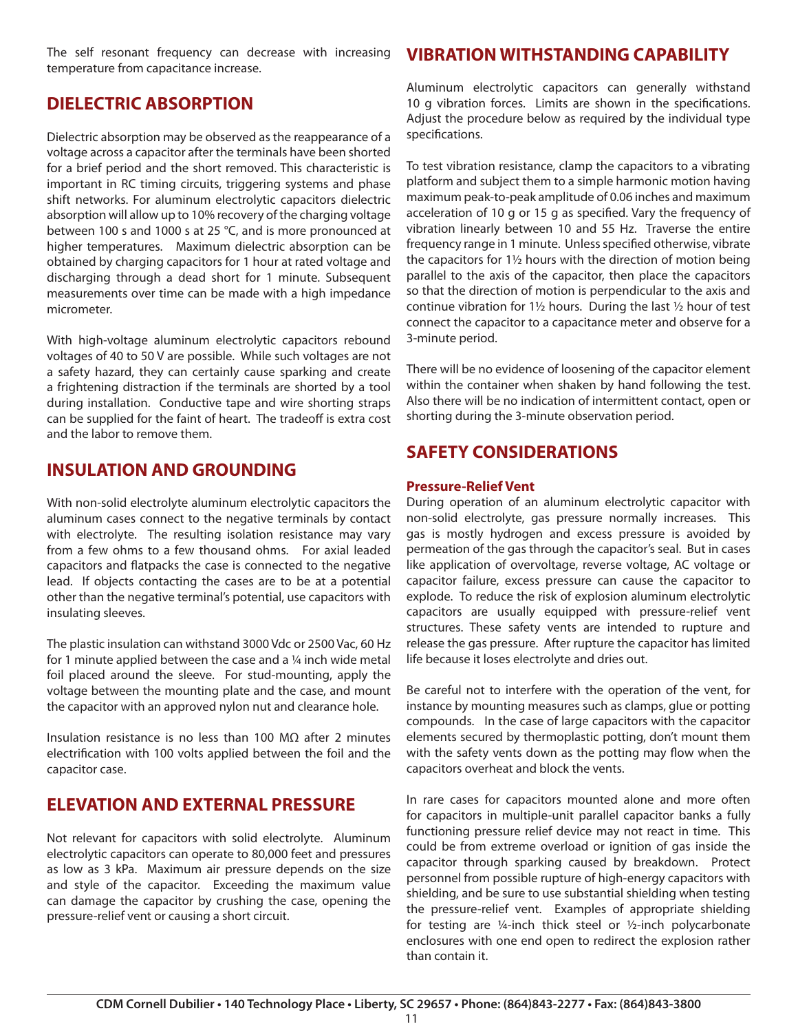The self resonant frequency can decrease with increasing temperature from capacitance increase.

## DIELECTRIC ABSORPTION

Dielectric absorption may be observed as the reappearance of a voltage across a capacitor after the terminals have been shorted for a brief period and the short removed. This characteristic is important in RC timing circuits, triggering systems and phase shift networks. For aluminum electrolytic capacitors dielectric absorption will allow up to 10% recovery of the charging voltage between 100 s and 1000 s at 25 °C, and is more pronounced at higher temperatures. Maximum dielectric absorption can be obtained by charging capacitors for 1 hour at rated voltage and discharging through a dead short for 1 minute. Subsequent measurements over time can be made with a high impedance micrometer.

With high-voltage aluminum electrolytic capacitors rebound voltages of 40 to 50 V are possible. While such voltages are not a safety hazard, they can certainly cause sparking and create a frightening distraction if the terminals are shorted by a tool during installation. Conductive tape and wire shorting straps can be supplied for the faint of heart. The tradeoff is extra cost and the labor to remove them.

## INSULATION AND GROUNDING

With non-solid electrolyte aluminum electrolytic capacitors the aluminum cases connect to the negative terminals by contact with electrolyte. The resulting isolation resistance may vary from a few ohms to a few thousand ohms. For axial leaded capacitors and flatpacks the case is connected to the negative lead. If objects contacting the cases are to be at a potential other than the negative terminal's potential, use capacitors with insulating sleeves.

The plastic insulation can withstand 3000 Vdc or 2500 Vac, 60 Hz for 1 minute applied between the case and a ¼ inch wide metal foil placed around the sleeve. For stud-mounting, apply the voltage between the mounting plate and the case, and mount the capacitor with an approved nylon nut and clearance hole.

Insulation resistance is no less than 100 MΩ after 2 minutes electrification with 100 volts applied between the foil and the capacitor case.

## ELEVATION AND EXTERNAL PRESSURE

Not relevant for capacitors with solid electrolyte. Aluminum electrolytic capacitors can operate to 80,000 feet and pressures as low as 3 kPa. Maximum air pressure depends on the size and style of the capacitor. Exceeding the maximum value can damage the capacitor by crushing the case, opening the pressure-relief vent or causing a short circuit.

## VIBRATION WITHSTANDING CAPABILITY

Aluminum electrolytic capacitors can generally withstand 10 g vibration forces. Limits are shown in the specifications. Adjust the procedure below as required by the individual type specifications.

To test vibration resistance, clamp the capacitors to a vibrating platform and subject them to a simple harmonic motion having maximum peak-to-peak amplitude of 0.06 inches and maximum acceleration of 10 g or 15 g as specified. Vary the frequency of vibration linearly between 10 and 55 Hz. Traverse the entire frequency range in 1 minute. Unless specified otherwise, vibrate the capacitors for 1½ hours with the direction of motion being parallel to the axis of the capacitor, then place the capacitors so that the direction of motion is perpendicular to the axis and continue vibration for 1½ hours. During the last ½ hour of test connect the capacitor to a capacitance meter and observe for a 3-minute period.

There will be no evidence of loosening of the capacitor element within the container when shaken by hand following the test. Also there will be no indication of intermittent contact, open or shorting during the 3-minute observation period.

## SAFETY CONSIDERATIONS

### Pressure-Relief Vent

During operation of an aluminum electrolytic capacitor with non-solid electrolyte, gas pressure normally increases. This gas is mostly hydrogen and excess pressure is avoided by permeation of the gas through the capacitor's seal. But in cases like application of overvoltage, reverse voltage, AC voltage or capacitor failure, excess pressure can cause the capacitor to explode. To reduce the risk of explosion aluminum electrolytic capacitors are usually equipped with pressure-relief vent structures. These safety vents are intended to rupture and release the gas pressure. After rupture the capacitor has limited life because it loses electrolyte and dries out.

Be careful not to interfere with the operation of the vent, for instance by mounting measures such as clamps, glue or potting compounds. In the case of large capacitors with the capacitor elements secured by thermoplastic potting, don't mount them with the safety vents down as the potting may flow when the capacitors overheat and block the vents.

In rare cases for capacitors mounted alone and more often for capacitors in multiple-unit parallel capacitor banks a fully functioning pressure relief device may not react in time. This could be from extreme overload or ignition of gas inside the capacitor through sparking caused by breakdown. Protect personnel from possible rupture of high-energy capacitors with shielding, and be sure to use substantial shielding when testing the pressure-relief vent. Examples of appropriate shielding for testing are ¼-inch thick steel or ½-inch polycarbonate enclosures with one end open to redirect the explosion rather than contain it.

CDM Cornell Dubilier • 140 Technology Place • Liberty, SC 29657 • Phone: (864)843-2277 • Fax: (864)843-3800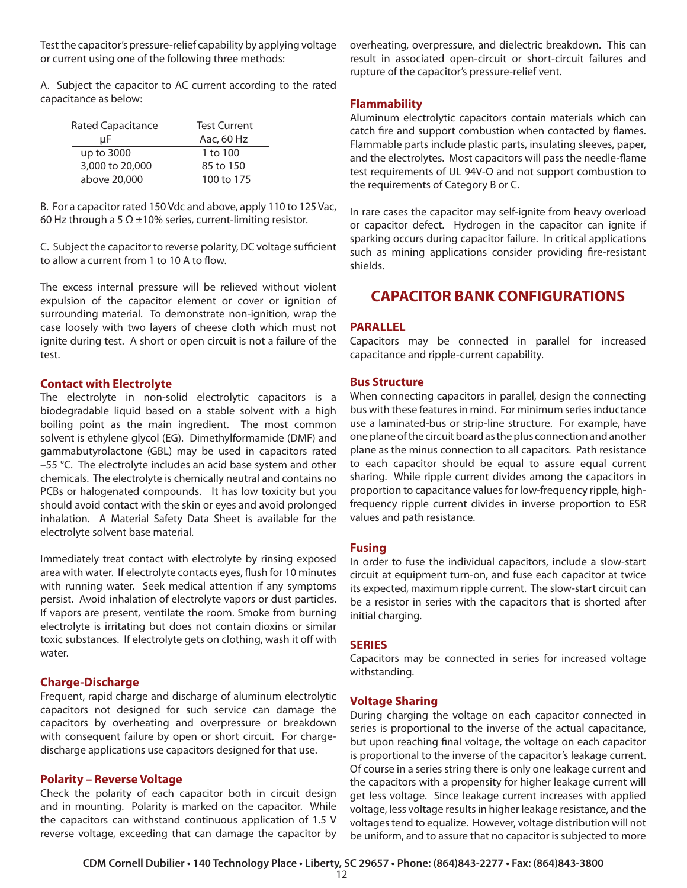Test the capacitor's pressure-relief capability by applying voltage or current using one of the following three methods:

A. Subject the capacitor to AC current according to the rated capacitance as below:

| Rated Capacitance µF | Test Current Aac, 60 Hz |
|---|---|
| up to 3000 | 1 to 100 |
| 3,000 to 20,000 | 85 to 150 |
| above 20,000 | 100 to 175 |

B. For a capacitor rated 150 Vdc and above, apply 110 to 125 Vac, 60 Hz through a 5 Ω ±10% series, current-limiting resistor.

C. Subject the capacitor to reverse polarity, DC voltage sufficient to allow a current from 1 to 10 A to flow.

The excess internal pressure will be relieved without violent expulsion of the capacitor element or cover or ignition of surrounding material. To demonstrate non-ignition, wrap the case loosely with two layers of cheese cloth which must not ignite during test. A short or open circuit is not a failure of the test.

### Contact with Electrolyte

The electrolyte in non-solid electrolytic capacitors is a biodegradable liquid based on a stable solvent with a high boiling point as the main ingredient. The most common solvent is ethylene glycol (EG). Dimethylformamide (DMF) and gammabutyrolactone (GBL) may be used in capacitors rated −55 °C. The electrolyte includes an acid base system and other chemicals. The electrolyte is chemically neutral and contains no PCBs or halogenated compounds. It has low toxicity but you should avoid contact with the skin or eyes and avoid prolonged inhalation. A Material Safety Data Sheet is available for the electrolyte solvent base material.

Immediately treat contact with electrolyte by rinsing exposed area with water. If electrolyte contacts eyes, flush for 10 minutes with running water. Seek medical attention if any symptoms persist. Avoid inhalation of electrolyte vapors or dust particles. If vapors are present, ventilate the room. Smoke from burning electrolyte is irritating but does not contain dioxins or similar toxic substances. If electrolyte gets on clothing, wash it off with water.

### Charge-Discharge

Frequent, rapid charge and discharge of aluminum electrolytic capacitors not designed for such service can damage the capacitors by overheating and overpressure or breakdown with consequent failure by open or short circuit. For charge-discharge applications use capacitors designed for that use.

### Polarity – Reverse Voltage

Check the polarity of each capacitor both in circuit design and in mounting. Polarity is marked on the capacitor. While the capacitors can withstand continuous application of 1.5 V reverse voltage, exceeding that can damage the capacitor by overheating, overpressure, and dielectric breakdown. This can result in associated open-circuit or short-circuit failures and rupture of the capacitor's pressure-relief vent.

### Flammability

Aluminum electrolytic capacitors contain materials which can catch fire and support combustion when contacted by flames. Flammable parts include plastic parts, insulating sleeves, paper, and the electrolytes. Most capacitors will pass the needle-flame test requirements of UL 94V-O and not support combustion to the requirements of Category B or C.

In rare cases the capacitor may self-ignite from heavy overload or capacitor defect. Hydrogen in the capacitor can ignite if sparking occurs during capacitor failure. In critical applications such as mining applications consider providing fire-resistant shields.

## CAPACITOR BANK CONFIGURATIONS

### PARALLEL

Capacitors may be connected in parallel for increased capacitance and ripple-current capability.

### Bus Structure

When connecting capacitors in parallel, design the connecting bus with these features in mind. For minimum series inductance use a laminated-bus or strip-line structure. For example, have one plane of the circuit board as the plus connection and another plane as the minus connection to all capacitors. Path resistance to each capacitor should be equal to assure equal current sharing. While ripple current divides among the capacitors in proportion to capacitance values for low-frequency ripple, high-frequency ripple current divides in inverse proportion to ESR values and path resistance.

### Fusing

In order to fuse the individual capacitors, include a slow-start circuit at equipment turn-on, and fuse each capacitor at twice its expected, maximum ripple current. The slow-start circuit can be a resistor in series with the capacitors that is shorted after initial charging.

### SERIES

Capacitors may be connected in series for increased voltage withstanding.

### Voltage Sharing

During charging the voltage on each capacitor connected in series is proportional to the inverse of the actual capacitance, but upon reaching final voltage, the voltage on each capacitor is proportional to the inverse of the capacitor's leakage current. Of course in a series string there is only one leakage current and the capacitors with a propensity for higher leakage current will get less voltage. Since leakage current increases with applied voltage, less voltage results in higher leakage resistance, and the voltages tend to equalize. However, voltage distribution will not be uniform, and to assure that no capacitor is subjected to more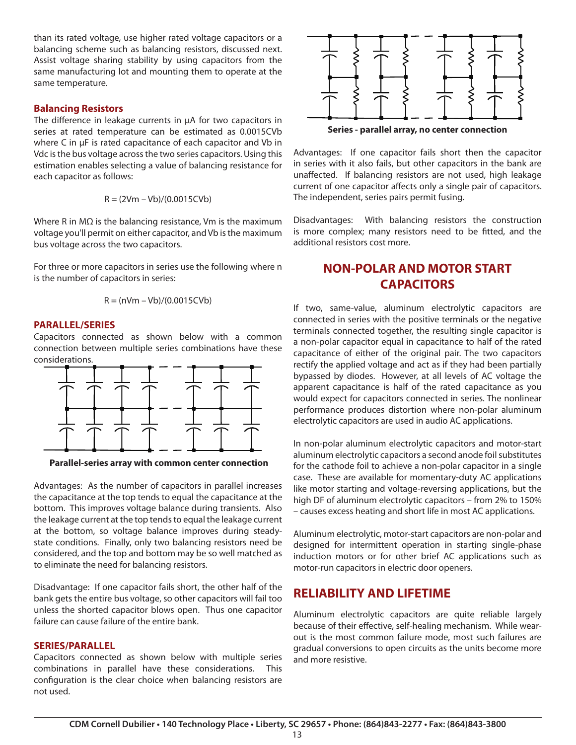than its rated voltage, use higher rated voltage capacitors or a balancing scheme such as balancing resistors, discussed next. Assist voltage sharing stability by using capacitors from the same manufacturing lot and mounting them to operate at the same temperature.

### Balancing Resistors

The difference in leakage currents in µA for two capacitors in series at rated temperature can be estimated as 0.0015CVb where C in µF is rated capacitance of each capacitor and Vb in Vdc is the bus voltage across the two series capacitors. Using this estimation enables selecting a value of balancing resistance for each capacitor as follows:

$$R = (2V_m - V_b)/(0.0015CV_b)$$

Where R in MΩ is the balancing resistance, Vm is the maximum voltage you'll permit on either capacitor, and Vb is the maximum bus voltage across the two capacitors.

For three or more capacitors in series use the following where n is the number of capacitors in series:

$$R = (nV_m - V_b)/(0.0015CV_b)$$

### PARALLEL/SERIES

Capacitors connected as shown below with a common connection between multiple series combinations have these considerations.

Parallel-series array with common center connection

Advantages: As the number of capacitors in parallel increases the capacitance at the top tends to equal the capacitance at the bottom. This improves voltage balance during transients. Also the leakage current at the top tends to equal the leakage current at the bottom, so voltage balance improves during steady-state conditions. Finally, only two balancing resistors need be considered, and the top and bottom may be so well matched as to eliminate the need for balancing resistors.

Disadvantage: If one capacitor fails short, the other half of the bank gets the entire bus voltage, so other capacitors will fail too unless the shorted capacitor blows open. Thus one capacitor failure can cause failure of the entire bank.

### SERIES/PARALLEL

Capacitors connected as shown below with multiple series combinations in parallel have these considerations. This configuration is the clear choice when balancing resistors are not used.

Series - parallel array, no center connection

Advantages: If one capacitor fails short then the capacitor in series with it also fails, but other capacitors in the bank are unaffected. If balancing resistors are not used, high leakage current of one capacitor affects only a single pair of capacitors. The independent, series pairs permit fusing.

Disadvantages: With balancing resistors the construction is more complex; many resistors need to be fitted, and the additional resistors cost more.

## NON-POLAR AND MOTOR START CAPACITORS

If two, same-value, aluminum electrolytic capacitors are connected in series with the positive terminals or the negative terminals connected together, the resulting single capacitor is a non-polar capacitor equal in capacitance to half of the rated capacitance of either of the original pair. The two capacitors rectify the applied voltage and act as if they had been partially bypassed by diodes. However, at all levels of AC voltage the apparent capacitance is half of the rated capacitance as you would expect for capacitors connected in series. The nonlinear performance produces distortion where non-polar aluminum electrolytic capacitors are used in audio AC applications.

In non-polar aluminum electrolytic capacitors and motor-start aluminum electrolytic capacitors a second anode foil substitutes for the cathode foil to achieve a non-polar capacitor in a single case. These are available for momentary-duty AC applications like motor starting and voltage-reversing applications, but the high DF of aluminum electrolytic capacitors – from 2% to 150% – causes excess heating and short life in most AC applications.

Aluminum electrolytic, motor-start capacitors are non-polar and designed for intermittent operation in starting single-phase induction motors or for other brief AC applications such as motor-run capacitors in electric door openers.

## RELIABILITY AND LIFETIME

Aluminum electrolytic capacitors are quite reliable largely because of their effective, self-healing mechanism. While wear-out is the most common failure mode, most such failures are gradual conversions to open circuits as the units become more and more resistive.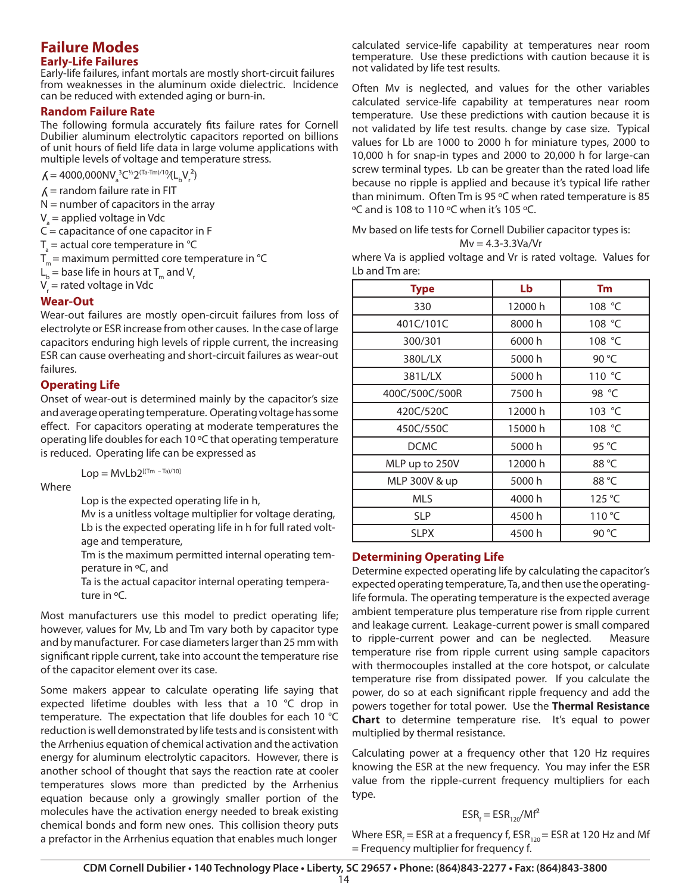## Failure Modes

### Early-Life Failures

Early-life failures, infant mortals are mostly short-circuit failures from weaknesses in the aluminum oxide dielectric. Incidence can be reduced with extended aging or burn-in.

### Random Failure Rate

The following formula accurately fits failure rates for Cornell Dubilier aluminum electrolytic capacitors reported on billions of unit hours of field life data in large volume applications with multiple levels of voltage and temperature stress.

$$\lambda = 4000{,}000 N V_a^{3} C^{1/2} 2^{(T_a - T_m)/10} / (L_b V_r^{2})$$

$\lambda$ = random failure rate in FIT
N = number of capacitors in the array
$V_a$ = applied voltage in Vdc
C = capacitance of one capacitor in F
$T_a$ = actual core temperature in °C
$T_m$ = maximum permitted core temperature in °C
$L_b$ = base life in hours at $T_m$ and $V_r$
$V_r$ = rated voltage in Vdc

### Wear-Out

Wear-out failures are mostly open-circuit failures from loss of electrolyte or ESR increase from other causes. In the case of large capacitors enduring high levels of ripple current, the increasing ESR can cause overheating and short-circuit failures as wear-out failures.

### Operating Life

Onset of wear-out is determined mainly by the capacitor's size and average operating temperature. Operating voltage has some effect. For capacitors operating at moderate temperatures the operating life doubles for each 10 ºC that operating temperature is reduced. Operating life can be expressed as

$$Lop = MvLb2^{[(Tm - Ta)/10]}$$

Where

Lop is the expected operating life in h,
Mv is a unitless voltage multiplier for voltage derating,
Lb is the expected operating life in h for full rated voltage and temperature,
Tm is the maximum permitted internal operating temperature in ºC, and
Ta is the actual capacitor internal operating temperature in ºC.

Most manufacturers use this model to predict operating life; however, values for Mv, Lb and Tm vary both by capacitor type and by manufacturer. For case diameters larger than 25 mm with significant ripple current, take into account the temperature rise of the capacitor element over its case.

Some makers appear to calculate operating life saying that expected lifetime doubles with less that a 10 °C drop in temperature. The expectation that life doubles for each 10 °C reduction is well demonstrated by life tests and is consistent with the Arrhenius equation of chemical activation and the activation energy for aluminum electrolytic capacitors. However, there is another school of thought that says the reaction rate at cooler temperatures slows more than predicted by the Arrhenius equation because only a growingly smaller portion of the molecules have the activation energy needed to break existing chemical bonds and form new ones. This collision theory puts a prefactor in the Arrhenius equation that enables much longer calculated service-life capability at temperatures near room temperature. Use these predictions with caution because it is not validated by life test results.

Often Mv is neglected, and values for the other variables calculated service-life capability at temperatures near room temperature. Use these predictions with caution because it is not validated by life test results. change by case size. Typical values for Lb are 1000 to 2000 h for miniature types, 2000 to 10,000 h for snap-in types and 2000 to 20,000 h for large-can screw terminal types. Lb can be greater than the rated load life because no ripple is applied and because it's typical life rather than minimum. Often Tm is 95 ºC when rated temperature is 85 ºC and is 108 to 110 ºC when it's 105 ºC.

Mv based on life tests for Cornell Dubilier capacitor types is:

$$Mv = 4.3 - 3.3Va/Vr$$

where Va is applied voltage and Vr is rated voltage. Values for Lb and Tm are:

| Type | Lb | Tm |
|---|---|---|
| 330 | 12000 h | 108 °C |
| 401C/101C | 8000 h | 108 °C |
| 300/301 | 6000 h | 108 °C |
| 380L/LX | 5000 h | 90 °C |
| 381L/LX | 5000 h | 110 °C |
| 400C/500C/500R | 7500 h | 98 °C |
| 420C/520C | 12000 h | 103 °C |
| 450C/550C | 15000 h | 108 °C |
| DCMC | 5000 h | 95 °C |
| MLP up to 250V | 12000 h | 88 °C |
| MLP 300V & up | 5000 h | 88 °C |
| MLS | 4000 h | 125 °C |
| SLP | 4500 h | 110 °C |
| SLPX | 4500 h | 90 °C |

### Determining Operating Life

Determine expected operating life by calculating the capacitor's expected operating temperature, Ta, and then use the operating-life formula. The operating temperature is the expected average ambient temperature plus temperature rise from ripple current and leakage current. Leakage-current power is small compared to ripple-current power and can be neglected. Measure temperature rise from ripple current using sample capacitors with thermocouples installed at the core hotspot, or calculate temperature rise from dissipated power. If you calculate the power, do so at each significant ripple frequency and add the powers together for total power. Use the **Thermal Resistance Chart** to determine temperature rise. It's equal to power multiplied by thermal resistance.

Calculating power at a frequency other that 120 Hz requires knowing the ESR at the new frequency. You may infer the ESR value from the ripple-current frequency multipliers for each type.

$$ESR_f = ESR_{120}/Mf^2$$

Where $ESR_f$ = ESR at a frequency f, $ESR_{120}$ = ESR at 120 Hz and Mf = Frequency multiplier for frequency f.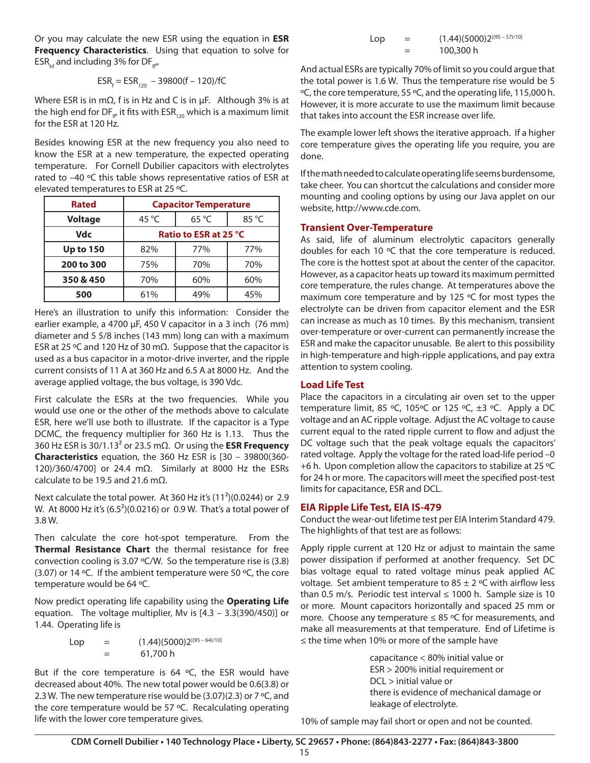Or you may calculate the new ESR using the equation in **ESR Frequency Characteristics**. Using that equation to solve for $ESR_{hf}$ and including 3% for $DF_{lf}$,

$$ESR_f = ESR_{120} - 39800(f - 120)/fC$$

Where ESR is in mΩ, f is in Hz and C is in µF. Although 3% is at the high end for $DF_{lf}$, it fits with $ESR_{120}$ which is a maximum limit for the ESR at 120 Hz.

Besides knowing ESR at the new frequency you also need to know the ESR at a new temperature, the expected operating temperature. For Cornell Dubilier capacitors with electrolytes rated to –40 ºC this table shows representative ratios of ESR at elevated temperatures to ESR at 25 ºC.

| Rated | Capacitor Temperature | | |
|---|---|---|---|
| Voltage | 45 °C | 65 °C | 85 °C |
| Vdc | Ratio to ESR at 25 °C | | |
| Up to 150 | 82% | 77% | 77% |
| 200 to 300 | 75% | 70% | 70% |
| 350 & 450 | 70% | 60% | 60% |
| 500 | 61% | 49% | 45% |

Here's an illustration to unify this information: Consider the earlier example, a 4700 µF, 450 V capacitor in a 3 inch (76 mm) diameter and 5 5/8 inches (143 mm) long can with a maximum ESR at 25 ºC and 120 Hz of 30 mΩ. Suppose that the capacitor is used as a bus capacitor in a motor-drive inverter, and the ripple current consists of 11 A at 360 Hz and 6.5 A at 8000 Hz. And the average applied voltage, the bus voltage, is 390 Vdc.

First calculate the ESRs at the two frequencies. While you would use one or the other of the methods above to calculate ESR, here we'll use both to illustrate. If the capacitor is a Type DCMC, the frequency multiplier for 360 Hz is 1.13. Thus the 360 Hz ESR is $30/1.13^2$ or 23.5 mΩ. Or using the **ESR Frequency Characteristics** equation, the 360 Hz ESR is [30 – 39800(360-120)/360/4700] or 24.4 mΩ. Similarly at 8000 Hz the ESRs calculate to be 19.5 and 21.6 mΩ.

Next calculate the total power. At 360 Hz it's $(11^2)(0.0244)$ or 2.9 W. At 8000 Hz it's $(6.5^2)(0.0216)$ or 0.9 W. That's a total power of 3.8 W.

Then calculate the core hot-spot temperature. From the **Thermal Resistance Chart** the thermal resistance for free convection cooling is 3.07 ºC/W. So the temperature rise is (3.8)(3.07) or 14 ºC. If the ambient temperature were 50 ºC, the core temperature would be 64 ºC.

Now predict operating life capability using the **Operating Life** equation. The voltage multiplier, Mv is [4.3 – 3.3(390/450)] or 1.44. Operating life is

$$\begin{aligned} L_{op} &= (1.44)(5000)2^{[(95-64)/10]} \\ &= 61{,}700 \text{ h} \end{aligned}$$

But if the core temperature is 64 ºC, the ESR would have decreased about 40%. The new total power would be 0.6(3.8) or 2.3 W. The new temperature rise would be (3.07)(2.3) or 7 ºC, and the core temperature would be 57 ºC. Recalculating operating life with the lower core temperature gives.

$$\begin{aligned} L_{op} &= (1.44)(5000)2^{[(95-57)/10]} \\ &= 100{,}300 \text{ h} \end{aligned}$$

And actual ESRs are typically 70% of limit so you could argue that the total power is 1.6 W. Thus the temperature rise would be 5 ºC, the core temperature, 55 ºC, and the operating life, 115,000 h. However, it is more accurate to use the maximum limit because that takes into account the ESR increase over life.

The example lower left shows the iterative approach. If a higher core temperature gives the operating life you require, you are done.

If the math needed to calculate operating life seems burdensome, take cheer. You can shortcut the calculations and consider more mounting and cooling options by using our Java applet on our website, http://www.cde.com.

## Transient Over-Temperature

As said, life of aluminum electrolytic capacitors generally doubles for each 10 ºC that the core temperature is reduced. The core is the hottest spot at about the center of the capacitor. However, as a capacitor heats up toward its maximum permitted core temperature, the rules change. At temperatures above the maximum core temperature and by 125 ºC for most types the electrolyte can be driven from capacitor element and the ESR can increase as much as 10 times. By this mechanism, transient over-temperature or over-current can permanently increase the ESR and make the capacitor unusable. Be alert to this possibility in high-temperature and high-ripple applications, and pay extra attention to system cooling.

## Load Life Test

Place the capacitors in a circulating air oven set to the upper temperature limit, 85 ºC, 105ºC or 125 ºC, ±3 ºC. Apply a DC voltage and an AC ripple voltage. Adjust the AC voltage to cause current equal to the rated ripple current to flow and adjust the DC voltage such that the peak voltage equals the capacitors' rated voltage. Apply the voltage for the rated load-life period –0 +6 h. Upon completion allow the capacitors to stabilize at 25 ºC for 24 h or more. The capacitors will meet the specified post-test limits for capacitance, ESR and DCL.

## EIA Ripple Life Test, EIA IS-479

Conduct the wear-out lifetime test per EIA Interim Standard 479. The highlights of that test are as follows:

Apply ripple current at 120 Hz or adjust to maintain the same power dissipation if performed at another frequency. Set DC bias voltage equal to rated voltage minus peak applied AC voltage. Set ambient temperature to 85 ± 2 ºC with airflow less than 0.5 m/s. Periodic test interval ≤ 1000 h. Sample size is 10 or more. Mount capacitors horizontally and spaced 25 mm or more. Choose any temperature ≤ 85 ºC for measurements, and make all measurements at that temperature. End of Lifetime is ≤ the time when 10% or more of the sample have

capacitance < 80% initial value or
ESR > 200% initial requirement or
DCL > initial value or
there is evidence of mechanical damage or leakage of electrolyte.

10% of sample may fail short or open and not be counted.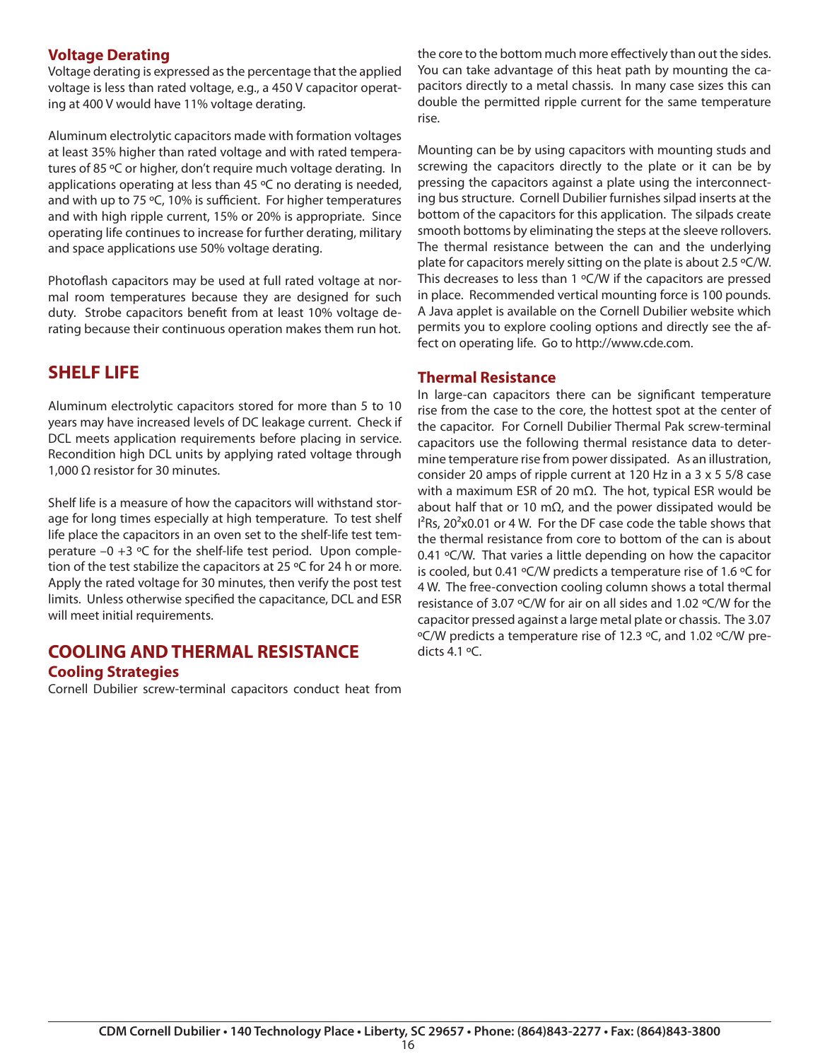### Voltage Derating

Voltage derating is expressed as the percentage that the applied voltage is less than rated voltage, e.g., a 450 V capacitor operating at 400 V would have 11% voltage derating.

Aluminum electrolytic capacitors made with formation voltages at least 35% higher than rated voltage and with rated temperatures of 85 ºC or higher, don't require much voltage derating. In applications operating at less than 45 ºC no derating is needed, and with up to 75 ºC, 10% is sufficient. For higher temperatures and with high ripple current, 15% or 20% is appropriate. Since operating life continues to increase for further derating, military and space applications use 50% voltage derating.

Photoflash capacitors may be used at full rated voltage at normal room temperatures because they are designed for such duty. Strobe capacitors benefit from at least 10% voltage derating because their continuous operation makes them run hot.

## SHELF LIFE

Aluminum electrolytic capacitors stored for more than 5 to 10 years may have increased levels of DC leakage current. Check if DCL meets application requirements before placing in service. Recondition high DCL units by applying rated voltage through 1,000 Ω resistor for 30 minutes.

Shelf life is a measure of how the capacitors will withstand storage for long times especially at high temperature. To test shelf life place the capacitors in an oven set to the shelf-life test temperature –0 +3 ºC for the shelf-life test period. Upon completion of the test stabilize the capacitors at 25 ºC for 24 h or more. Apply the rated voltage for 30 minutes, then verify the post test limits. Unless otherwise specified the capacitance, DCL and ESR will meet initial requirements.

## COOLING AND THERMAL RESISTANCE

### Cooling Strategies

Cornell Dubilier screw-terminal capacitors conduct heat from the core to the bottom much more effectively than out the sides. You can take advantage of this heat path by mounting the capacitors directly to a metal chassis. In many case sizes this can double the permitted ripple current for the same temperature rise.

Mounting can be by using capacitors with mounting studs and screwing the capacitors directly to the plate or it can be by pressing the capacitors against a plate using the interconnecting bus structure. Cornell Dubilier furnishes silpad inserts at the bottom of the capacitors for this application. The silpads create smooth bottoms by eliminating the steps at the sleeve rollovers. The thermal resistance between the can and the underlying plate for capacitors merely sitting on the plate is about 2.5 ºC/W. This decreases to less than 1 ºC/W if the capacitors are pressed in place. Recommended vertical mounting force is 100 pounds. A Java applet is available on the Cornell Dubilier website which permits you to explore cooling options and directly see the affect on operating life. Go to http://www.cde.com.

### Thermal Resistance

In large-can capacitors there can be significant temperature rise from the case to the core, the hottest spot at the center of the capacitor. For Cornell Dubilier Thermal Pak screw-terminal capacitors use the following thermal resistance data to determine temperature rise from power dissipated. As an illustration, consider 20 amps of ripple current at 120 Hz in a 3 x 5 5/8 case with a maximum ESR of 20 mΩ. The hot, typical ESR would be about half that or 10 mΩ, and the power dissipated would be $I^2Rs$, $20^2$x0.01 or 4 W. For the DF case code the table shows that the thermal resistance from core to bottom of the can is about 0.41 ºC/W. That varies a little depending on how the capacitor is cooled, but 0.41 ºC/W predicts a temperature rise of 1.6 ºC for 4 W. The free-convection cooling column shows a total thermal resistance of 3.07 ºC/W for air on all sides and 1.02 ºC/W for the capacitor pressed against a large metal plate or chassis. The 3.07 ºC/W predicts a temperature rise of 12.3 ºC, and 1.02 ºC/W predicts 4.1 ºC.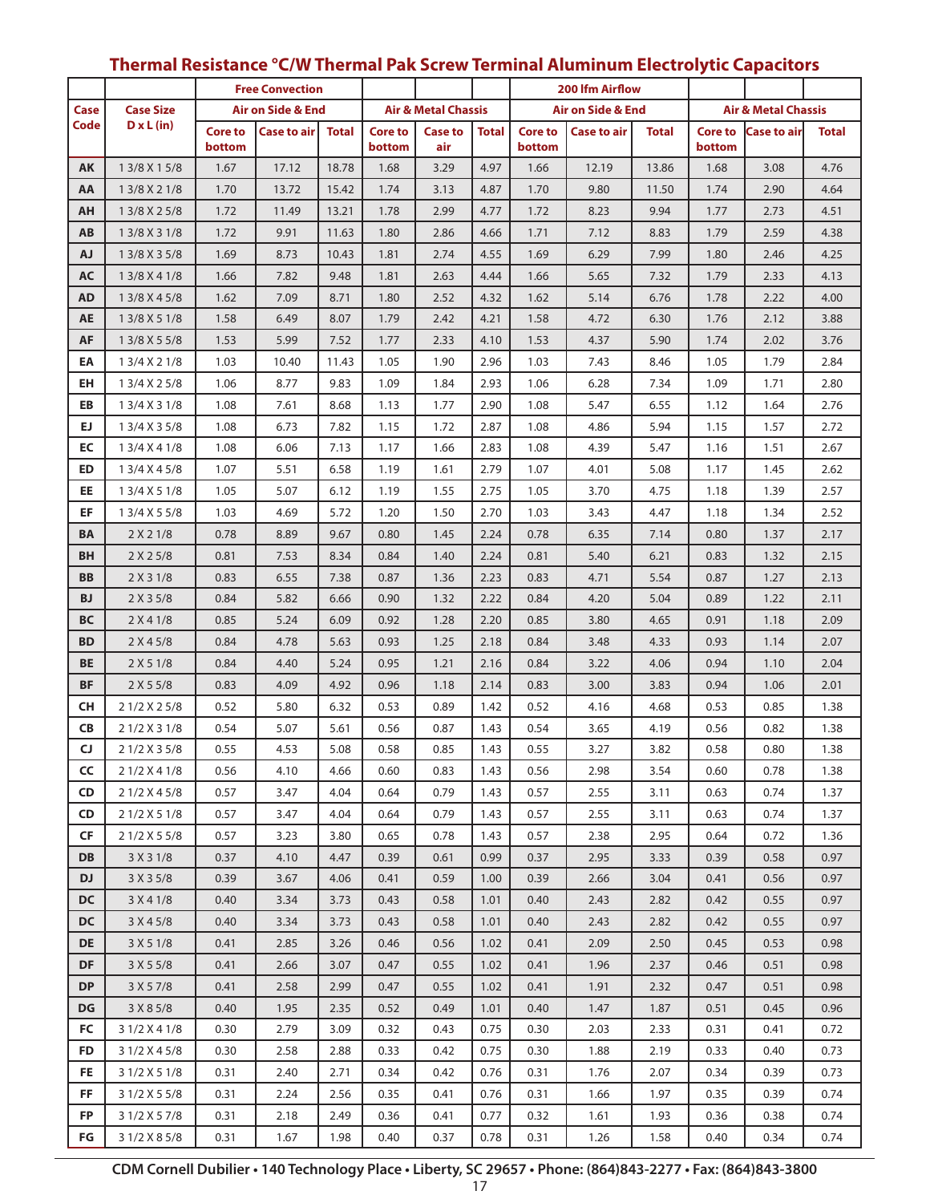## Thermal Resistance °C/W Thermal Pak Screw Terminal Aluminum Electrolytic Capacitors

| Case Code | Case Size D x L (in) | Free Convection | | | | | | 200 lfm Airflow | | | | | |
|---|---|---|---|---|---|---|---|---|---|---|---|---|---|
| | | Air on Side & End | | | Air & Metal Chassis | | | Air on Side & End | | | Air & Metal Chassis | | |
| | | Core to bottom | Case to air | Total | Core to bottom | Case to air | Total | Core to bottom | Case to air | Total | Core to bottom | Case to air | Total |
| **AK** | 1 3/8 X 1 5/8 | 1.67 | 17.12 | 18.78 | 1.68 | 3.29 | 4.97 | 1.66 | 12.19 | 13.86 | 1.68 | 3.08 | 4.76 |
| **AA** | 1 3/8 X 2 1/8 | 1.70 | 13.72 | 15.42 | 1.74 | 3.13 | 4.87 | 1.70 | 9.80 | 11.50 | 1.74 | 2.90 | 4.64 |
| **AH** | 1 3/8 X 2 5/8 | 1.72 | 11.49 | 13.21 | 1.78 | 2.99 | 4.77 | 1.72 | 8.23 | 9.94 | 1.77 | 2.73 | 4.51 |
| **AB** | 1 3/8 X 3 1/8 | 1.72 | 9.91 | 11.63 | 1.80 | 2.86 | 4.66 | 1.71 | 7.12 | 8.83 | 1.79 | 2.59 | 4.38 |
| **AJ** | 1 3/8 X 3 5/8 | 1.69 | 8.73 | 10.43 | 1.81 | 2.74 | 4.55 | 1.69 | 6.29 | 7.99 | 1.80 | 2.46 | 4.25 |
| **AC** | 1 3/8 X 4 1/8 | 1.66 | 7.82 | 9.48 | 1.81 | 2.63 | 4.44 | 1.66 | 5.65 | 7.32 | 1.79 | 2.33 | 4.13 |
| **AD** | 1 3/8 X 4 5/8 | 1.62 | 7.09 | 8.71 | 1.80 | 2.52 | 4.32 | 1.62 | 5.14 | 6.76 | 1.78 | 2.22 | 4.00 |
| **AE** | 1 3/8 X 5 1/8 | 1.58 | 6.49 | 8.07 | 1.79 | 2.42 | 4.21 | 1.58 | 4.72 | 6.30 | 1.76 | 2.12 | 3.88 |
| **AF** | 1 3/8 X 5 5/8 | 1.53 | 5.99 | 7.52 | 1.77 | 2.33 | 4.10 | 1.53 | 4.37 | 5.90 | 1.74 | 2.02 | 3.76 |
| **EA** | 1 3/4 X 2 1/8 | 1.03 | 10.40 | 11.43 | 1.05 | 1.90 | 2.96 | 1.03 | 7.43 | 8.46 | 1.05 | 1.79 | 2.84 |
| **EH** | 1 3/4 X 2 5/8 | 1.06 | 8.77 | 9.83 | 1.09 | 1.84 | 2.93 | 1.06 | 6.28 | 7.34 | 1.09 | 1.71 | 2.80 |
| **EB** | 1 3/4 X 3 1/8 | 1.08 | 7.61 | 8.68 | 1.13 | 1.77 | 2.90 | 1.08 | 5.47 | 6.55 | 1.12 | 1.64 | 2.76 |
| **EJ** | 1 3/4 X 3 5/8 | 1.08 | 6.73 | 7.82 | 1.15 | 1.72 | 2.87 | 1.08 | 4.86 | 5.94 | 1.15 | 1.57 | 2.72 |
| **EC** | 1 3/4 X 4 1/8 | 1.08 | 6.06 | 7.13 | 1.17 | 1.66 | 2.83 | 1.08 | 4.39 | 5.47 | 1.16 | 1.51 | 2.67 |
| **ED** | 1 3/4 X 4 5/8 | 1.07 | 5.51 | 6.58 | 1.19 | 1.61 | 2.79 | 1.07 | 4.01 | 5.08 | 1.17 | 1.45 | 2.62 |
| **EE** | 1 3/4 X 5 1/8 | 1.05 | 5.07 | 6.12 | 1.19 | 1.55 | 2.75 | 1.05 | 3.70 | 4.75 | 1.18 | 1.39 | 2.57 |
| **EF** | 1 3/4 X 5 5/8 | 1.03 | 4.69 | 5.72 | 1.20 | 1.50 | 2.70 | 1.03 | 3.43 | 4.47 | 1.18 | 1.34 | 2.52 |
| **BA** | 2 X 2 1/8 | 0.78 | 8.89 | 9.67 | 0.80 | 1.45 | 2.24 | 0.78 | 6.35 | 7.14 | 0.80 | 1.37 | 2.17 |
| **BH** | 2 X 2 5/8 | 0.81 | 7.53 | 8.34 | 0.84 | 1.40 | 2.24 | 0.81 | 5.40 | 6.21 | 0.83 | 1.32 | 2.15 |
| **BB** | 2 X 3 1/8 | 0.83 | 6.55 | 7.38 | 0.87 | 1.36 | 2.23 | 0.83 | 4.71 | 5.54 | 0.87 | 1.27 | 2.13 |
| **BJ** | 2 X 3 5/8 | 0.84 | 5.82 | 6.66 | 0.90 | 1.32 | 2.22 | 0.84 | 4.20 | 5.04 | 0.89 | 1.22 | 2.11 |
| **BC** | 2 X 4 1/8 | 0.85 | 5.24 | 6.09 | 0.92 | 1.28 | 2.20 | 0.85 | 3.80 | 4.65 | 0.91 | 1.18 | 2.09 |
| **BD** | 2 X 4 5/8 | 0.84 | 4.78 | 5.63 | 0.93 | 1.25 | 2.18 | 0.84 | 3.48 | 4.33 | 0.93 | 1.14 | 2.07 |
| **BE** | 2 X 5 1/8 | 0.84 | 4.40 | 5.24 | 0.95 | 1.21 | 2.16 | 0.84 | 3.22 | 4.06 | 0.94 | 1.10 | 2.04 |
| **BF** | 2 X 5 5/8 | 0.83 | 4.09 | 4.92 | 0.96 | 1.18 | 2.14 | 0.83 | 3.00 | 3.83 | 0.94 | 1.06 | 2.01 |
| **CH** | 2 1/2 X 2 5/8 | 0.52 | 5.80 | 6.32 | 0.53 | 0.89 | 1.42 | 0.52 | 4.16 | 4.68 | 0.53 | 0.85 | 1.38 |
| **CB** | 2 1/2 X 3 1/8 | 0.54 | 5.07 | 5.61 | 0.56 | 0.87 | 1.43 | 0.54 | 3.65 | 4.19 | 0.56 | 0.82 | 1.38 |
| **CJ** | 2 1/2 X 3 5/8 | 0.55 | 4.53 | 5.08 | 0.58 | 0.85 | 1.43 | 0.55 | 3.27 | 3.82 | 0.58 | 0.80 | 1.38 |
| **CC** | 2 1/2 X 4 1/8 | 0.56 | 4.10 | 4.66 | 0.60 | 0.83 | 1.43 | 0.56 | 2.98 | 3.54 | 0.60 | 0.78 | 1.38 |
| **CD** | 2 1/2 X 4 5/8 | 0.57 | 3.47 | 4.04 | 0.64 | 0.79 | 1.43 | 0.57 | 2.55 | 3.11 | 0.63 | 0.74 | 1.37 |
| **CD** | 2 1/2 X 5 1/8 | 0.57 | 3.47 | 4.04 | 0.64 | 0.79 | 1.43 | 0.57 | 2.55 | 3.11 | 0.63 | 0.74 | 1.37 |
| **CF** | 2 1/2 X 5 5/8 | 0.57 | 3.23 | 3.80 | 0.65 | 0.78 | 1.43 | 0.57 | 2.38 | 2.95 | 0.64 | 0.72 | 1.36 |
| **DB** | 3 X 3 1/8 | 0.37 | 4.10 | 4.47 | 0.39 | 0.61 | 0.99 | 0.37 | 2.95 | 3.33 | 0.39 | 0.58 | 0.97 |
| **DJ** | 3 X 3 5/8 | 0.39 | 3.67 | 4.06 | 0.41 | 0.59 | 1.00 | 0.39 | 2.66 | 3.04 | 0.41 | 0.56 | 0.97 |
| **DC** | 3 X 4 1/8 | 0.40 | 3.34 | 3.73 | 0.43 | 0.58 | 1.01 | 0.40 | 2.43 | 2.82 | 0.42 | 0.55 | 0.97 |
| **DC** | 3 X 4 5/8 | 0.40 | 3.34 | 3.73 | 0.43 | 0.58 | 1.01 | 0.40 | 2.43 | 2.82 | 0.42 | 0.55 | 0.97 |
| **DE** | 3 X 5 1/8 | 0.41 | 2.85 | 3.26 | 0.46 | 0.56 | 1.02 | 0.41 | 2.09 | 2.50 | 0.45 | 0.53 | 0.98 |
| **DF** | 3 X 5 5/8 | 0.41 | 2.66 | 3.07 | 0.47 | 0.55 | 1.02 | 0.41 | 1.96 | 2.37 | 0.46 | 0.51 | 0.98 |
| **DP** | 3 X 5 7/8 | 0.41 | 2.58 | 2.99 | 0.47 | 0.55 | 1.02 | 0.41 | 1.91 | 2.32 | 0.47 | 0.51 | 0.98 |
| **DG** | 3 X 8 5/8 | 0.40 | 1.95 | 2.35 | 0.52 | 0.49 | 1.01 | 0.40 | 1.47 | 1.87 | 0.51 | 0.45 | 0.96 |
| **FC** | 3 1/2 X 4 1/8 | 0.30 | 2.79 | 3.09 | 0.32 | 0.43 | 0.75 | 0.30 | 2.03 | 2.33 | 0.31 | 0.41 | 0.72 |
| **FD** | 3 1/2 X 4 5/8 | 0.30 | 2.58 | 2.88 | 0.33 | 0.42 | 0.75 | 0.30 | 1.88 | 2.19 | 0.33 | 0.40 | 0.73 |
| **FE** | 3 1/2 X 5 1/8 | 0.31 | 2.40 | 2.71 | 0.34 | 0.42 | 0.76 | 0.31 | 1.76 | 2.07 | 0.34 | 0.39 | 0.73 |
| **FF** | 3 1/2 X 5 5/8 | 0.31 | 2.24 | 2.56 | 0.35 | 0.41 | 0.76 | 0.31 | 1.66 | 1.97 | 0.35 | 0.39 | 0.74 |
| **FP** | 3 1/2 X 5 7/8 | 0.31 | 2.18 | 2.49 | 0.36 | 0.41 | 0.77 | 0.32 | 1.61 | 1.93 | 0.36 | 0.38 | 0.74 |
| **FG** | 3 1/2 X 8 5/8 | 0.31 | 1.67 | 1.98 | 0.40 | 0.37 | 0.78 | 0.31 | 1.26 | 1.58 | 0.40 | 0.34 | 0.74 |

**CDM Cornell Dubilier • 140 Technology Place • Liberty, SC 29657 • Phone: (864)843-2277 • Fax: (864)843-3800**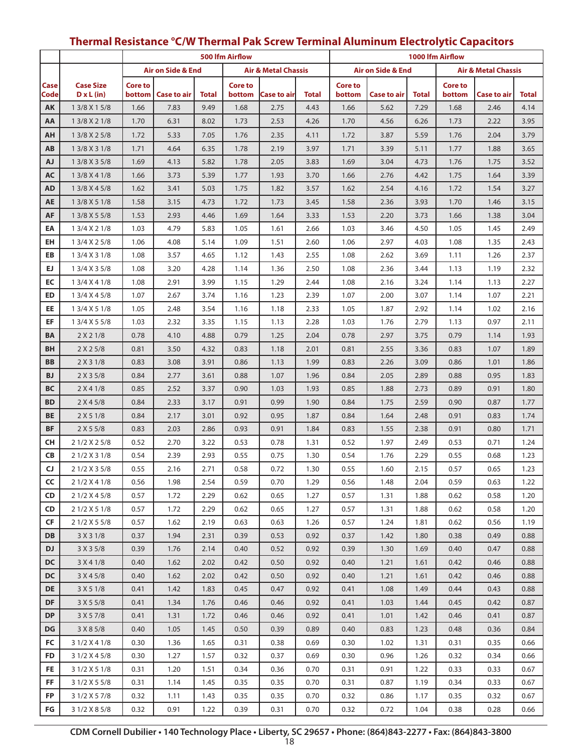## Thermal Resistance °C/W Thermal Pak Screw Terminal Aluminum Electrolytic Capacitors

| | | 500 lfm Airflow | | | | | | 1000 lfm Airflow | | | | | |
|---|---|---|---|---|---|---|---|---|---|---|---|---|---|
| | | Air on Side & End | | | Air & Metal Chassis | | | Air on Side & End | | | Air & Metal Chassis | | |
| Case Code | Case Size D x L (in) | Core to bottom | Case to air | Total | Core to bottom | Case to air | Total | Core to bottom | Case to air | Total | Core to bottom | Case to air | Total |
| AK | 1 3/8 X 1 5/8 | 1.66 | 7.83 | 9.49 | 1.68 | 2.75 | 4.43 | 1.66 | 5.62 | 7.29 | 1.68 | 2.46 | 4.14 |
| AA | 1 3/8 X 2 1/8 | 1.70 | 6.31 | 8.02 | 1.73 | 2.53 | 4.26 | 1.70 | 4.56 | 6.26 | 1.73 | 2.22 | 3.95 |
| AH | 1 3/8 X 2 5/8 | 1.72 | 5.33 | 7.05 | 1.76 | 2.35 | 4.11 | 1.72 | 3.87 | 5.59 | 1.76 | 2.04 | 3.79 |
| AB | 1 3/8 X 3 1/8 | 1.71 | 4.64 | 6.35 | 1.78 | 2.19 | 3.97 | 1.71 | 3.39 | 5.11 | 1.77 | 1.88 | 3.65 |
| AJ | 1 3/8 X 3 5/8 | 1.69 | 4.13 | 5.82 | 1.78 | 2.05 | 3.83 | 1.69 | 3.04 | 4.73 | 1.76 | 1.75 | 3.52 |
| AC | 1 3/8 X 4 1/8 | 1.66 | 3.73 | 5.39 | 1.77 | 1.93 | 3.70 | 1.66 | 2.76 | 4.42 | 1.75 | 1.64 | 3.39 |
| AD | 1 3/8 X 4 5/8 | 1.62 | 3.41 | 5.03 | 1.75 | 1.82 | 3.57 | 1.62 | 2.54 | 4.16 | 1.72 | 1.54 | 3.27 |
| AE | 1 3/8 X 5 1/8 | 1.58 | 3.15 | 4.73 | 1.72 | 1.73 | 3.45 | 1.58 | 2.36 | 3.93 | 1.70 | 1.46 | 3.15 |
| AF | 1 3/8 X 5 5/8 | 1.53 | 2.93 | 4.46 | 1.69 | 1.64 | 3.33 | 1.53 | 2.20 | 3.73 | 1.66 | 1.38 | 3.04 |
| EA | 1 3/4 X 2 1/8 | 1.03 | 4.79 | 5.83 | 1.05 | 1.61 | 2.66 | 1.03 | 3.46 | 4.50 | 1.05 | 1.45 | 2.49 |
| EH | 1 3/4 X 2 5/8 | 1.06 | 4.08 | 5.14 | 1.09 | 1.51 | 2.60 | 1.06 | 2.97 | 4.03 | 1.08 | 1.35 | 2.43 |
| EB | 1 3/4 X 3 1/8 | 1.08 | 3.57 | 4.65 | 1.12 | 1.43 | 2.55 | 1.08 | 2.62 | 3.69 | 1.11 | 1.26 | 2.37 |
| EJ | 1 3/4 X 3 5/8 | 1.08 | 3.20 | 4.28 | 1.14 | 1.36 | 2.50 | 1.08 | 2.36 | 3.44 | 1.13 | 1.19 | 2.32 |
| EC | 1 3/4 X 4 1/8 | 1.08 | 2.91 | 3.99 | 1.15 | 1.29 | 2.44 | 1.08 | 2.16 | 3.24 | 1.14 | 1.13 | 2.27 |
| ED | 1 3/4 X 4 5/8 | 1.07 | 2.67 | 3.74 | 1.16 | 1.23 | 2.39 | 1.07 | 2.00 | 3.07 | 1.14 | 1.07 | 2.21 |
| EE | 1 3/4 X 5 1/8 | 1.05 | 2.48 | 3.54 | 1.16 | 1.18 | 2.33 | 1.05 | 1.87 | 2.92 | 1.14 | 1.02 | 2.16 |
| EF | 1 3/4 X 5 5/8 | 1.03 | 2.32 | 3.35 | 1.15 | 1.13 | 2.28 | 1.03 | 1.76 | 2.79 | 1.13 | 0.97 | 2.11 |
| BA | 2 X 2 1/8 | 0.78 | 4.10 | 4.88 | 0.79 | 1.25 | 2.04 | 0.78 | 2.97 | 3.75 | 0.79 | 1.14 | 1.93 |
| BH | 2 X 2 5/8 | 0.81 | 3.50 | 4.32 | 0.83 | 1.18 | 2.01 | 0.81 | 2.55 | 3.36 | 0.83 | 1.07 | 1.89 |
| BB | 2 X 3 1/8 | 0.83 | 3.08 | 3.91 | 0.86 | 1.13 | 1.99 | 0.83 | 2.26 | 3.09 | 0.86 | 1.01 | 1.86 |
| BJ | 2 X 3 5/8 | 0.84 | 2.77 | 3.61 | 0.88 | 1.07 | 1.96 | 0.84 | 2.05 | 2.89 | 0.88 | 0.95 | 1.83 |
| BC | 2 X 4 1/8 | 0.85 | 2.52 | 3.37 | 0.90 | 1.03 | 1.93 | 0.85 | 1.88 | 2.73 | 0.89 | 0.91 | 1.80 |
| BD | 2 X 4 5/8 | 0.84 | 2.33 | 3.17 | 0.91 | 0.99 | 1.90 | 0.84 | 1.75 | 2.59 | 0.90 | 0.87 | 1.77 |
| BE | 2 X 5 1/8 | 0.84 | 2.17 | 3.01 | 0.92 | 0.95 | 1.87 | 0.84 | 1.64 | 2.48 | 0.91 | 0.83 | 1.74 |
| BF | 2 X 5 5/8 | 0.83 | 2.03 | 2.86 | 0.93 | 0.91 | 1.84 | 0.83 | 1.55 | 2.38 | 0.91 | 0.80 | 1.71 |
| CH | 2 1/2 X 2 5/8 | 0.52 | 2.70 | 3.22 | 0.53 | 0.78 | 1.31 | 0.52 | 1.97 | 2.49 | 0.53 | 0.71 | 1.24 |
| CB | 2 1/2 X 3 1/8 | 0.54 | 2.39 | 2.93 | 0.55 | 0.75 | 1.30 | 0.54 | 1.76 | 2.29 | 0.55 | 0.68 | 1.23 |
| CJ | 2 1/2 X 3 5/8 | 0.55 | 2.16 | 2.71 | 0.58 | 0.72 | 1.30 | 0.55 | 1.60 | 2.15 | 0.57 | 0.65 | 1.23 |
| CC | 2 1/2 X 4 1/8 | 0.56 | 1.98 | 2.54 | 0.59 | 0.70 | 1.29 | 0.56 | 1.48 | 2.04 | 0.59 | 0.63 | 1.22 |
| CD | 2 1/2 X 4 5/8 | 0.57 | 1.72 | 2.29 | 0.62 | 0.65 | 1.27 | 0.57 | 1.31 | 1.88 | 0.62 | 0.58 | 1.20 |
| CD | 2 1/2 X 5 1/8 | 0.57 | 1.72 | 2.29 | 0.62 | 0.65 | 1.27 | 0.57 | 1.31 | 1.88 | 0.62 | 0.58 | 1.20 |
| CF | 2 1/2 X 5 5/8 | 0.57 | 1.62 | 2.19 | 0.63 | 0.63 | 1.26 | 0.57 | 1.24 | 1.81 | 0.62 | 0.56 | 1.19 |
| DB | 3 X 3 1/8 | 0.37 | 1.94 | 2.31 | 0.39 | 0.53 | 0.92 | 0.37 | 1.42 | 1.80 | 0.38 | 0.49 | 0.88 |
| DJ | 3 X 3 5/8 | 0.39 | 1.76 | 2.14 | 0.40 | 0.52 | 0.92 | 0.39 | 1.30 | 1.69 | 0.40 | 0.47 | 0.88 |
| DC | 3 X 4 1/8 | 0.40 | 1.62 | 2.02 | 0.42 | 0.50 | 0.92 | 0.40 | 1.21 | 1.61 | 0.42 | 0.46 | 0.88 |
| DC | 3 X 4 5/8 | 0.40 | 1.62 | 2.02 | 0.42 | 0.50 | 0.92 | 0.40 | 1.21 | 1.61 | 0.42 | 0.46 | 0.88 |
| DE | 3 X 5 1/8 | 0.41 | 1.42 | 1.83 | 0.45 | 0.47 | 0.92 | 0.41 | 1.08 | 1.49 | 0.44 | 0.43 | 0.88 |
| DF | 3 X 5 5/8 | 0.41 | 1.34 | 1.76 | 0.46 | 0.46 | 0.92 | 0.41 | 1.03 | 1.44 | 0.45 | 0.42 | 0.87 |
| DP | 3 X 5 7/8 | 0.41 | 1.31 | 1.72 | 0.46 | 0.46 | 0.92 | 0.41 | 1.01 | 1.42 | 0.46 | 0.41 | 0.87 |
| DG | 3 X 8 5/8 | 0.40 | 1.05 | 1.45 | 0.50 | 0.39 | 0.89 | 0.40 | 0.83 | 1.23 | 0.48 | 0.36 | 0.84 |
| FC | 3 1/2 X 4 1/8 | 0.30 | 1.36 | 1.65 | 0.31 | 0.38 | 0.69 | 0.30 | 1.02 | 1.31 | 0.31 | 0.35 | 0.66 |
| FD | 3 1/2 X 4 5/8 | 0.30 | 1.27 | 1.57 | 0.32 | 0.37 | 0.69 | 0.30 | 0.96 | 1.26 | 0.32 | 0.34 | 0.66 |
| FE | 3 1/2 X 5 1/8 | 0.31 | 1.20 | 1.51 | 0.34 | 0.36 | 0.70 | 0.31 | 0.91 | 1.22 | 0.33 | 0.33 | 0.67 |
| FF | 3 1/2 X 5 5/8 | 0.31 | 1.14 | 1.45 | 0.35 | 0.35 | 0.70 | 0.31 | 0.87 | 1.19 | 0.34 | 0.33 | 0.67 |
| FP | 3 1/2 X 5 7/8 | 0.32 | 1.11 | 1.43 | 0.35 | 0.35 | 0.70 | 0.32 | 0.86 | 1.17 | 0.35 | 0.32 | 0.67 |
| FG | 3 1/2 X 8 5/8 | 0.32 | 0.91 | 1.22 | 0.39 | 0.31 | 0.70 | 0.32 | 0.72 | 1.04 | 0.38 | 0.28 | 0.66 |

CDM Cornell Dubilier • 140 Technology Place • Liberty, SC 29657 • Phone: (864)843-2277 • Fax: (864)843-3800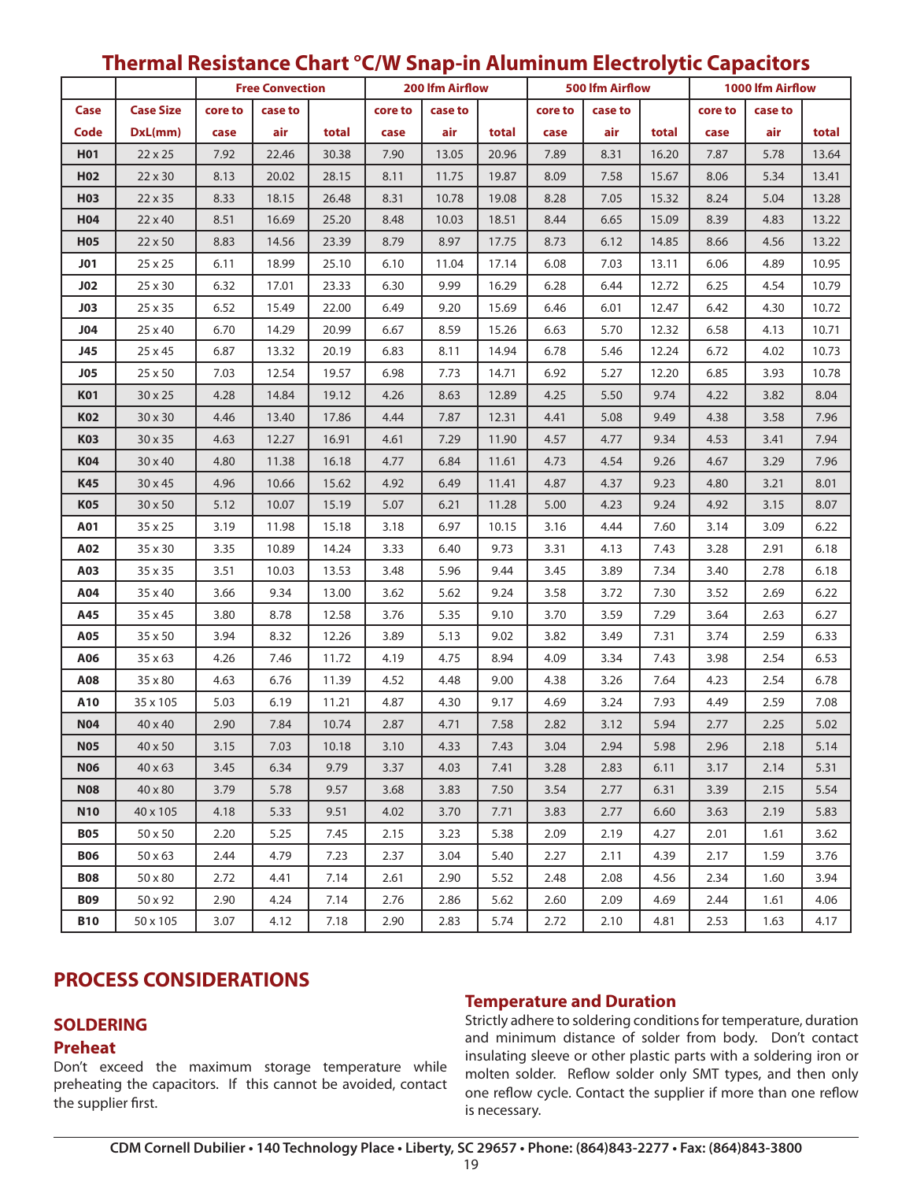# Thermal Resistance Chart °C/W Snap-in Aluminum Electrolytic Capacitors

| | | Free Convection | | | 200 lfm Airflow | | | 500 lfm Airflow | | | 1000 lfm Airflow | | |
|---|---|---|---|---|---|---|---|---|---|---|---|---|---|
| Case Code | Case Size DxL(mm) | core to case | case to air | total | core to case | case to air | total | core to case | case to air | total | core to case | case to air | total |
| H01 | 22 x 25 | 7.92 | 22.46 | 30.38 | 7.90 | 13.05 | 20.96 | 7.89 | 8.31 | 16.20 | 7.87 | 5.78 | 13.64 |
| H02 | 22 x 30 | 8.13 | 20.02 | 28.15 | 8.11 | 11.75 | 19.87 | 8.09 | 7.58 | 15.67 | 8.06 | 5.34 | 13.41 |
| H03 | 22 x 35 | 8.33 | 18.15 | 26.48 | 8.31 | 10.78 | 19.08 | 8.28 | 7.05 | 15.32 | 8.24 | 5.04 | 13.28 |
| H04 | 22 x 40 | 8.51 | 16.69 | 25.20 | 8.48 | 10.03 | 18.51 | 8.44 | 6.65 | 15.09 | 8.39 | 4.83 | 13.22 |
| H05 | 22 x 50 | 8.83 | 14.56 | 23.39 | 8.79 | 8.97 | 17.75 | 8.73 | 6.12 | 14.85 | 8.66 | 4.56 | 13.22 |
| J01 | 25 x 25 | 6.11 | 18.99 | 25.10 | 6.10 | 11.04 | 17.14 | 6.08 | 7.03 | 13.11 | 6.06 | 4.89 | 10.95 |
| J02 | 25 x 30 | 6.32 | 17.01 | 23.33 | 6.30 | 9.99 | 16.29 | 6.28 | 6.44 | 12.72 | 6.25 | 4.54 | 10.79 |
| J03 | 25 x 35 | 6.52 | 15.49 | 22.00 | 6.49 | 9.20 | 15.69 | 6.46 | 6.01 | 12.47 | 6.42 | 4.30 | 10.72 |
| J04 | 25 x 40 | 6.70 | 14.29 | 20.99 | 6.67 | 8.59 | 15.26 | 6.63 | 5.70 | 12.32 | 6.58 | 4.13 | 10.71 |
| J45 | 25 x 45 | 6.87 | 13.32 | 20.19 | 6.83 | 8.11 | 14.94 | 6.78 | 5.46 | 12.24 | 6.72 | 4.02 | 10.73 |
| J05 | 25 x 50 | 7.03 | 12.54 | 19.57 | 6.98 | 7.73 | 14.71 | 6.92 | 5.27 | 12.20 | 6.85 | 3.93 | 10.78 |
| K01 | 30 x 25 | 4.28 | 14.84 | 19.12 | 4.26 | 8.63 | 12.89 | 4.25 | 5.50 | 9.74 | 4.22 | 3.82 | 8.04 |
| K02 | 30 x 30 | 4.46 | 13.40 | 17.86 | 4.44 | 7.87 | 12.31 | 4.41 | 5.08 | 9.49 | 4.38 | 3.58 | 7.96 |
| K03 | 30 x 35 | 4.63 | 12.27 | 16.91 | 4.61 | 7.29 | 11.90 | 4.57 | 4.77 | 9.34 | 4.53 | 3.41 | 7.94 |
| K04 | 30 x 40 | 4.80 | 11.38 | 16.18 | 4.77 | 6.84 | 11.61 | 4.73 | 4.54 | 9.26 | 4.67 | 3.29 | 7.96 |
| K45 | 30 x 45 | 4.96 | 10.66 | 15.62 | 4.92 | 6.49 | 11.41 | 4.87 | 4.37 | 9.23 | 4.80 | 3.21 | 8.01 |
| K05 | 30 x 50 | 5.12 | 10.07 | 15.19 | 5.07 | 6.21 | 11.28 | 5.00 | 4.23 | 9.24 | 4.92 | 3.15 | 8.07 |
| A01 | 35 x 25 | 3.19 | 11.98 | 15.18 | 3.18 | 6.97 | 10.15 | 3.16 | 4.44 | 7.60 | 3.14 | 3.09 | 6.22 |
| A02 | 35 x 30 | 3.35 | 10.89 | 14.24 | 3.33 | 6.40 | 9.73 | 3.31 | 4.13 | 7.43 | 3.28 | 2.91 | 6.18 |
| A03 | 35 x 35 | 3.51 | 10.03 | 13.53 | 3.48 | 5.96 | 9.44 | 3.45 | 3.89 | 7.34 | 3.40 | 2.78 | 6.18 |
| A04 | 35 x 40 | 3.66 | 9.34 | 13.00 | 3.62 | 5.62 | 9.24 | 3.58 | 3.72 | 7.30 | 3.52 | 2.69 | 6.22 |
| A45 | 35 x 45 | 3.80 | 8.78 | 12.58 | 3.76 | 5.35 | 9.10 | 3.70 | 3.59 | 7.29 | 3.64 | 2.63 | 6.27 |
| A05 | 35 x 50 | 3.94 | 8.32 | 12.26 | 3.89 | 5.13 | 9.02 | 3.82 | 3.49 | 7.31 | 3.74 | 2.59 | 6.33 |
| A06 | 35 x 63 | 4.26 | 7.46 | 11.72 | 4.19 | 4.75 | 8.94 | 4.09 | 3.34 | 7.43 | 3.98 | 2.54 | 6.53 |
| A08 | 35 x 80 | 4.63 | 6.76 | 11.39 | 4.52 | 4.48 | 9.00 | 4.38 | 3.26 | 7.64 | 4.23 | 2.54 | 6.78 |
| A10 | 35 x 105 | 5.03 | 6.19 | 11.21 | 4.87 | 4.30 | 9.17 | 4.69 | 3.24 | 7.93 | 4.49 | 2.59 | 7.08 |
| N04 | 40 x 40 | 2.90 | 7.84 | 10.74 | 2.87 | 4.71 | 7.58 | 2.82 | 3.12 | 5.94 | 2.77 | 2.25 | 5.02 |
| N05 | 40 x 50 | 3.15 | 7.03 | 10.18 | 3.10 | 4.33 | 7.43 | 3.04 | 2.94 | 5.98 | 2.96 | 2.18 | 5.14 |
| N06 | 40 x 63 | 3.45 | 6.34 | 9.79 | 3.37 | 4.03 | 7.41 | 3.28 | 2.83 | 6.11 | 3.17 | 2.14 | 5.31 |
| N08 | 40 x 80 | 3.79 | 5.78 | 9.57 | 3.68 | 3.83 | 7.50 | 3.54 | 2.77 | 6.31 | 3.39 | 2.15 | 5.54 |
| N10 | 40 x 105 | 4.18 | 5.33 | 9.51 | 4.02 | 3.70 | 7.71 | 3.83 | 2.77 | 6.60 | 3.63 | 2.19 | 5.83 |
| B05 | 50 x 50 | 2.20 | 5.25 | 7.45 | 2.15 | 3.23 | 5.38 | 2.09 | 2.19 | 4.27 | 2.01 | 1.61 | 3.62 |
| B06 | 50 x 63 | 2.44 | 4.79 | 7.23 | 2.37 | 3.04 | 5.40 | 2.27 | 2.11 | 4.39 | 2.17 | 1.59 | 3.76 |
| B08 | 50 x 80 | 2.72 | 4.41 | 7.14 | 2.61 | 2.90 | 5.52 | 2.48 | 2.08 | 4.56 | 2.34 | 1.60 | 3.94 |
| B09 | 50 x 92 | 2.90 | 4.24 | 7.14 | 2.76 | 2.86 | 5.62 | 2.60 | 2.09 | 4.69 | 2.44 | 1.61 | 4.06 |
| B10 | 50 x 105 | 3.07 | 4.12 | 7.18 | 2.90 | 2.83 | 5.74 | 2.72 | 2.10 | 4.81 | 2.53 | 1.63 | 4.17 |

## PROCESS CONSIDERATIONS

### SOLDERING

#### Preheat

Don't exceed the maximum storage temperature while preheating the capacitors. If this cannot be avoided, contact the supplier first.

#### Temperature and Duration

Strictly adhere to soldering conditions for temperature, duration and minimum distance of solder from body. Don't contact insulating sleeve or other plastic parts with a soldering iron or molten solder. Reflow solder only SMT types, and then only one reflow cycle. Contact the supplier if more than one reflow is necessary.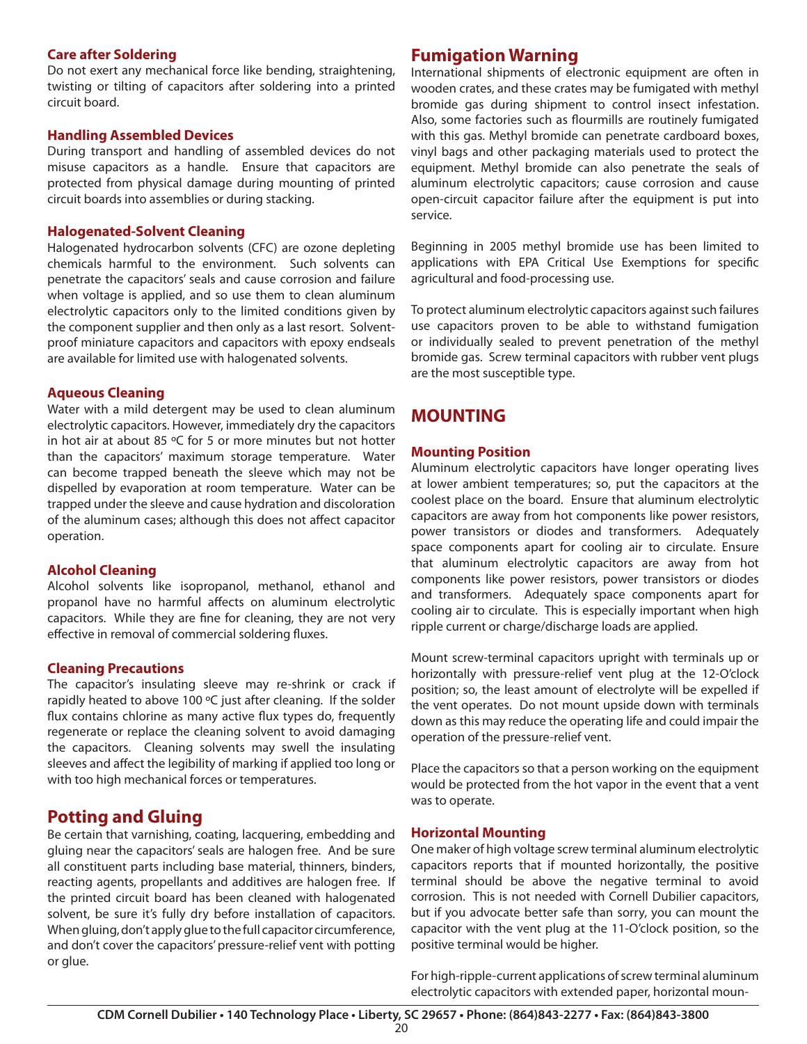### Care after Soldering

Do not exert any mechanical force like bending, straightening, twisting or tilting of capacitors after soldering into a printed circuit board.

### Handling Assembled Devices

During transport and handling of assembled devices do not misuse capacitors as a handle. Ensure that capacitors are protected from physical damage during mounting of printed circuit boards into assemblies or during stacking.

### Halogenated-Solvent Cleaning

Halogenated hydrocarbon solvents (CFC) are ozone depleting chemicals harmful to the environment. Such solvents can penetrate the capacitors' seals and cause corrosion and failure when voltage is applied, and so use them to clean aluminum electrolytic capacitors only to the limited conditions given by the component supplier and then only as a last resort. Solvent-proof miniature capacitors and capacitors with epoxy endseals are available for limited use with halogenated solvents.

### Aqueous Cleaning

Water with a mild detergent may be used to clean aluminum electrolytic capacitors. However, immediately dry the capacitors in hot air at about 85 ºC for 5 or more minutes but not hotter than the capacitors' maximum storage temperature. Water can become trapped beneath the sleeve which may not be dispelled by evaporation at room temperature. Water can be trapped under the sleeve and cause hydration and discoloration of the aluminum cases; although this does not affect capacitor operation.

### Alcohol Cleaning

Alcohol solvents like isopropanol, methanol, ethanol and propanol have no harmful affects on aluminum electrolytic capacitors. While they are fine for cleaning, they are not very effective in removal of commercial soldering fluxes.

### Cleaning Precautions

The capacitor's insulating sleeve may re-shrink or crack if rapidly heated to above 100 ºC just after cleaning. If the solder flux contains chlorine as many active flux types do, frequently regenerate or replace the cleaning solvent to avoid damaging the capacitors. Cleaning solvents may swell the insulating sleeves and affect the legibility of marking if applied too long or with too high mechanical forces or temperatures.

## Potting and Gluing

Be certain that varnishing, coating, lacquering, embedding and gluing near the capacitors' seals are halogen free. And be sure all constituent parts including base material, thinners, binders, reacting agents, propellants and additives are halogen free. If the printed circuit board has been cleaned with halogenated solvent, be sure it's fully dry before installation of capacitors. When gluing, don't apply glue to the full capacitor circumference, and don't cover the capacitors' pressure-relief vent with potting or glue.

## Fumigation Warning

International shipments of electronic equipment are often in wooden crates, and these crates may be fumigated with methyl bromide gas during shipment to control insect infestation. Also, some factories such as flourmills are routinely fumigated with this gas. Methyl bromide can penetrate cardboard boxes, vinyl bags and other packaging materials used to protect the equipment. Methyl bromide can also penetrate the seals of aluminum electrolytic capacitors; cause corrosion and cause open-circuit capacitor failure after the equipment is put into service.

Beginning in 2005 methyl bromide use has been limited to applications with EPA Critical Use Exemptions for specific agricultural and food-processing use.

To protect aluminum electrolytic capacitors against such failures use capacitors proven to be able to withstand fumigation or individually sealed to prevent penetration of the methyl bromide gas. Screw terminal capacitors with rubber vent plugs are the most susceptible type.

## MOUNTING

### Mounting Position

Aluminum electrolytic capacitors have longer operating lives at lower ambient temperatures; so, put the capacitors at the coolest place on the board. Ensure that aluminum electrolytic capacitors are away from hot components like power resistors, power transistors or diodes and transformers. Adequately space components apart for cooling air to circulate. Ensure that aluminum electrolytic capacitors are away from hot components like power resistors, power transistors or diodes and transformers. Adequately space components apart for cooling air to circulate. This is especially important when high ripple current or charge/discharge loads are applied.

Mount screw-terminal capacitors upright with terminals up or horizontally with pressure-relief vent plug at the 12-O'clock position; so, the least amount of electrolyte will be expelled if the vent operates. Do not mount upside down with terminals down as this may reduce the operating life and could impair the operation of the pressure-relief vent.

Place the capacitors so that a person working on the equipment would be protected from the hot vapor in the event that a vent was to operate.

### Horizontal Mounting

One maker of high voltage screw terminal aluminum electrolytic capacitors reports that if mounted horizontally, the positive terminal should be above the negative terminal to avoid corrosion. This is not needed with Cornell Dubilier capacitors, but if you advocate better safe than sorry, you can mount the capacitor with the vent plug at the 11-O'clock position, so the positive terminal would be higher.

For high-ripple-current applications of screw terminal aluminum electrolytic capacitors with extended paper, horizontal moun-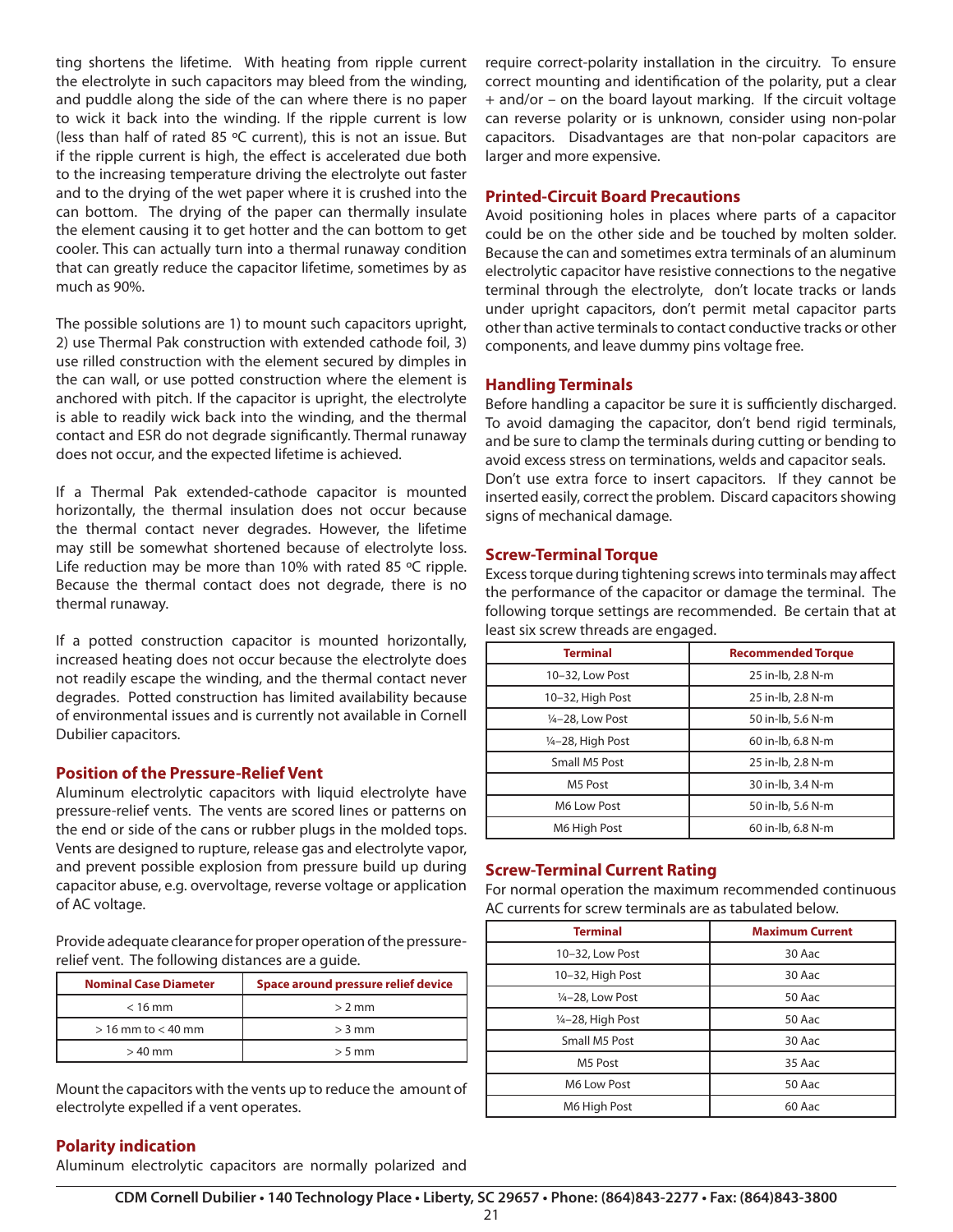ting shortens the lifetime. With heating from ripple current the electrolyte in such capacitors may bleed from the winding, and puddle along the side of the can where there is no paper to wick it back into the winding. If the ripple current is low (less than half of rated 85 ºC current), this is not an issue. But if the ripple current is high, the effect is accelerated due both to the increasing temperature driving the electrolyte out faster and to the drying of the wet paper where it is crushed into the can bottom. The drying of the paper can thermally insulate the element causing it to get hotter and the can bottom to get cooler. This can actually turn into a thermal runaway condition that can greatly reduce the capacitor lifetime, sometimes by as much as 90%.

The possible solutions are 1) to mount such capacitors upright, 2) use Thermal Pak construction with extended cathode foil, 3) use rilled construction with the element secured by dimples in the can wall, or use potted construction where the element is anchored with pitch. If the capacitor is upright, the electrolyte is able to readily wick back into the winding, and the thermal contact and ESR do not degrade significantly. Thermal runaway does not occur, and the expected lifetime is achieved.

If a Thermal Pak extended-cathode capacitor is mounted horizontally, the thermal insulation does not occur because the thermal contact never degrades. However, the lifetime may still be somewhat shortened because of electrolyte loss. Life reduction may be more than 10% with rated 85 ºC ripple. Because the thermal contact does not degrade, there is no thermal runaway.

If a potted construction capacitor is mounted horizontally, increased heating does not occur because the electrolyte does not readily escape the winding, and the thermal contact never degrades. Potted construction has limited availability because of environmental issues and is currently not available in Cornell Dubilier capacitors.

## Position of the Pressure-Relief Vent

Aluminum electrolytic capacitors with liquid electrolyte have pressure-relief vents. The vents are scored lines or patterns on the end or side of the cans or rubber plugs in the molded tops. Vents are designed to rupture, release gas and electrolyte vapor, and prevent possible explosion from pressure build up during capacitor abuse, e.g. overvoltage, reverse voltage or application of AC voltage.

Provide adequate clearance for proper operation of the pressure-relief vent. The following distances are a guide.

| Nominal Case Diameter | Space around pressure relief device |
|---|---|
| < 16 mm | > 2 mm |
| > 16 mm to < 40 mm | > 3 mm |
| > 40 mm | > 5 mm |

Mount the capacitors with the vents up to reduce the amount of electrolyte expelled if a vent operates.

## Polarity indication

Aluminum electrolytic capacitors are normally polarized and require correct-polarity installation in the circuitry. To ensure correct mounting and identification of the polarity, put a clear + and/or – on the board layout marking. If the circuit voltage can reverse polarity or is unknown, consider using non-polar capacitors. Disadvantages are that non-polar capacitors are larger and more expensive.

## Printed-Circuit Board Precautions

Avoid positioning holes in places where parts of a capacitor could be on the other side and be touched by molten solder. Because the can and sometimes extra terminals of an aluminum electrolytic capacitor have resistive connections to the negative terminal through the electrolyte, don't locate tracks or lands under upright capacitors, don't permit metal capacitor parts other than active terminals to contact conductive tracks or other components, and leave dummy pins voltage free.

## Handling Terminals

Before handling a capacitor be sure it is sufficiently discharged. To avoid damaging the capacitor, don't bend rigid terminals, and be sure to clamp the terminals during cutting or bending to avoid excess stress on terminations, welds and capacitor seals. Don't use extra force to insert capacitors. If they cannot be inserted easily, correct the problem. Discard capacitors showing signs of mechanical damage.

## Screw-Terminal Torque

Excess torque during tightening screws into terminals may affect the performance of the capacitor or damage the terminal. The following torque settings are recommended. Be certain that at least six screw threads are engaged.

| Terminal | Recommended Torque |
|---|---|
| 10–32, Low Post | 25 in-lb, 2.8 N-m |
| 10–32, High Post | 25 in-lb, 2.8 N-m |
| ¼–28, Low Post | 50 in-lb, 5.6 N-m |
| ¼–28, High Post | 60 in-lb, 6.8 N-m |
| Small M5 Post | 25 in-lb, 2.8 N-m |
| M5 Post | 30 in-lb, 3.4 N-m |
| M6 Low Post | 50 in-lb, 5.6 N-m |
| M6 High Post | 60 in-lb, 6.8 N-m |

## Screw-Terminal Current Rating

For normal operation the maximum recommended continuous AC currents for screw terminals are as tabulated below.

| Terminal | Maximum Current |
|---|---|
| 10–32, Low Post | 30 Aac |
| 10–32, High Post | 30 Aac |
| ¼–28, Low Post | 50 Aac |
| ¼–28, High Post | 50 Aac |
| Small M5 Post | 30 Aac |
| M5 Post | 35 Aac |
| M6 Low Post | 50 Aac |
| M6 High Post | 60 Aac |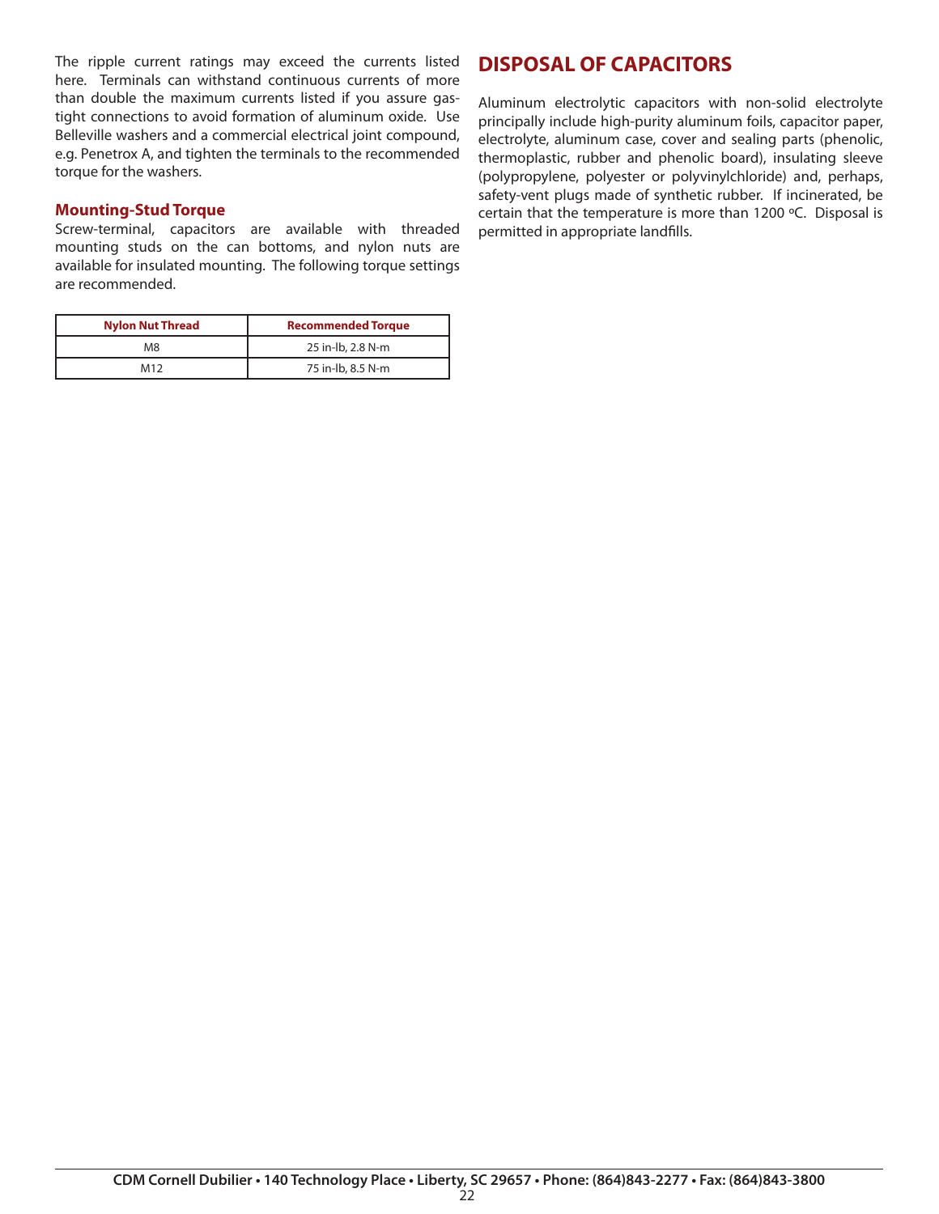The ripple current ratings may exceed the currents listed here. Terminals can withstand continuous currents of more than double the maximum currents listed if you assure gas-tight connections to avoid formation of aluminum oxide. Use Belleville washers and a commercial electrical joint compound, e.g. Penetrox A, and tighten the terminals to the recommended torque for the washers.

### Mounting-Stud Torque

Screw-terminal, capacitors are available with threaded mounting studs on the can bottoms, and nylon nuts are available for insulated mounting. The following torque settings are recommended.

| Nylon Nut Thread | Recommended Torque |
|---|---|
| M8 | 25 in-lb, 2.8 N-m |
| M12 | 75 in-lb, 8.5 N-m |

## DISPOSAL OF CAPACITORS

Aluminum electrolytic capacitors with non-solid electrolyte principally include high-purity aluminum foils, capacitor paper, electrolyte, aluminum case, cover and sealing parts (phenolic, thermoplastic, rubber and phenolic board), insulating sleeve (polypropylene, polyester or polyvinylchloride) and, perhaps, safety-vent plugs made of synthetic rubber. If incinerated, be certain that the temperature is more than 1200 ºC. Disposal is permitted in appropriate landfills.